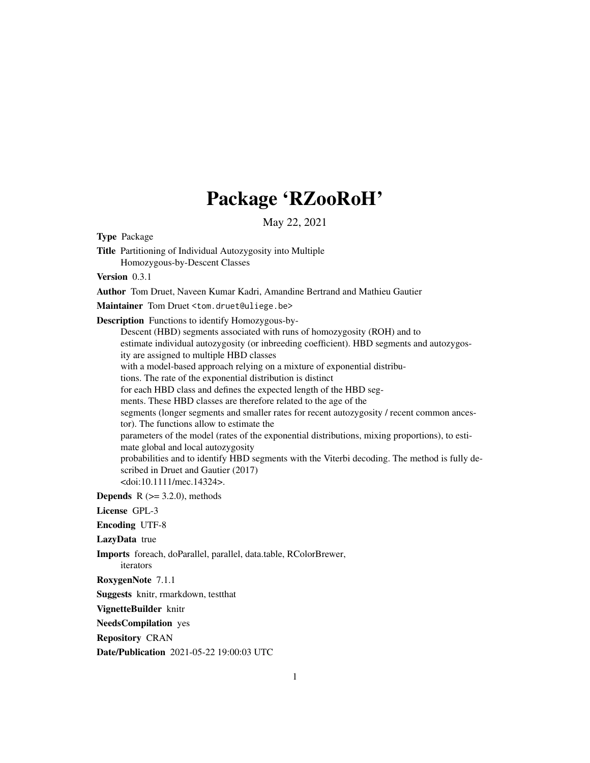# Package 'RZooRoH'

May 22, 2021

**Type** Package

**Title** Partitioning of Individual Autozygosity into Multiple Homozygous-by-Descent Classes

**Version** 0.3.1

**Author** Tom Druet, Naveen Kumar Kadri, Amandine Bertrand and Mathieu Gautier

**Maintainer** Tom Druet <tom.druet@uliege.be>

**Description** Functions to identify Homozygous-by-Descent (HBD) segments associated with runs of homozygosity (ROH) and to estimate individual autozygosity (or inbreeding coefficient). HBD segments and autozygosity are assigned to multiple HBD classes with a model-based approach relying on a mixture of exponential distributions. The rate of the exponential distribution is distinct for each HBD class and defines the expected length of the HBD segments. These HBD classes are therefore related to the age of the segments (longer segments and smaller rates for recent autozygosity / recent common ancestor). The functions allow to estimate the parameters of the model (rates of the exponential distributions, mixing proportions), to estimate global and local autozygosity probabilities and to identify HBD segments with the Viterbi decoding. The method is fully described in Druet and Gautier (2017) <doi:10.1111/mec.14324>.

**Depends** R (>= 3.2.0), methods

**License** GPL-3

**Encoding** UTF-8

**LazyData** true

**Imports** foreach, doParallel, parallel, data.table, RColorBrewer, iterators

**RoxygenNote** 7.1.1

**Suggests** knitr, rmarkdown, testthat

**VignetteBuilder** knitr

**NeedsCompilation** yes

**Repository** CRAN

**Date/Publication** 2021-05-22 19:00:03 UTC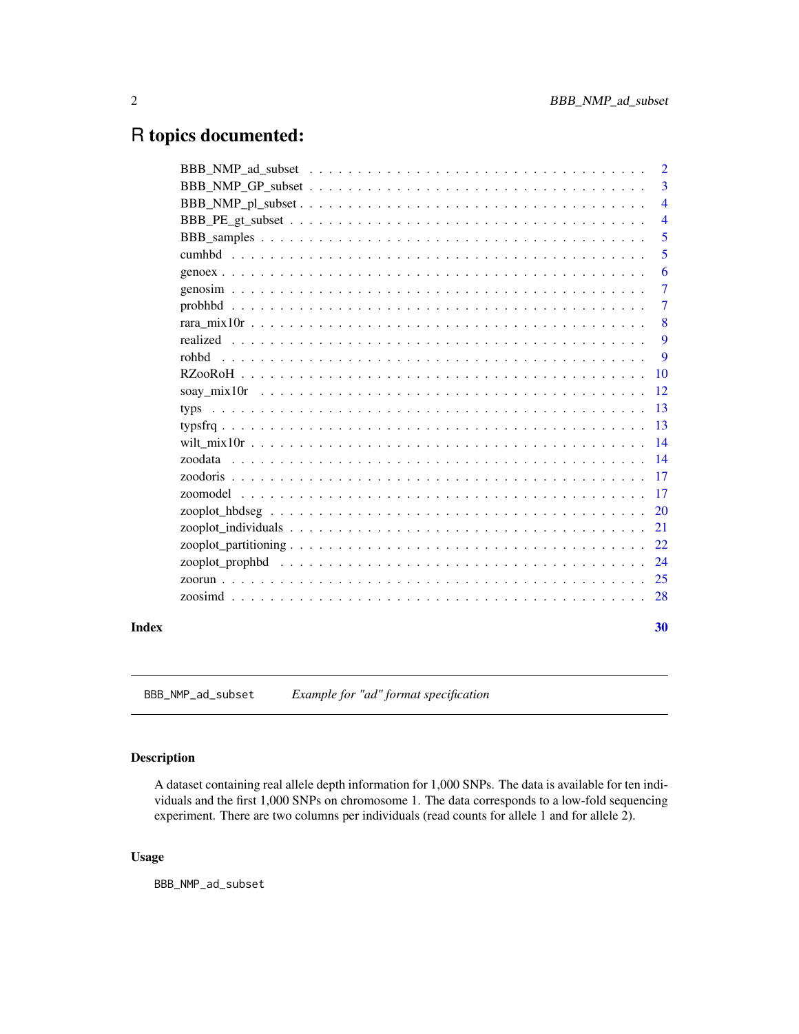# R topics documented:

| | |
|---|---|
| BBB_NMP_ad_subset | 2 |
| BBB_NMP_GP_subset | 3 |
| BBB_NMP_pl_subset | 4 |
| BBB_PE_gt_subset | 4 |
| BBB_samples | 5 |
| cumhbd | 5 |
| genoex | 6 |
| genosim | 7 |
| probhbd | 7 |
| rara_mix10r | 8 |
| realized | 9 |
| rohbd | 9 |
| RZooRoH | 10 |
| soay_mix10r | 12 |
| typs | 13 |
| typsfrq | 13 |
| wilt_mix10r | 14 |
| zoodata | 14 |
| zoodoris | 17 |
| zoomodel | 17 |
| zooplot_hbdseg | 20 |
| zooplot_individuals | 21 |
| zooplot_partitioning | 22 |
| zooplot_prophbd | 24 |
| zoorun | 25 |
| zoosimd | 28 |

**Index** **30**

---

`BBB_NMP_ad_subset` *Example for "ad" format specification*

---

## Description

A dataset containing real allele depth information for 1,000 SNPs. The data is available for ten individuals and the first 1,000 SNPs on chromosome 1. The data corresponds to a low-fold sequencing experiment. There are two columns per individuals (read counts for allele 1 and for allele 2).

## Usage

```
BBB_NMP_ad_subset
```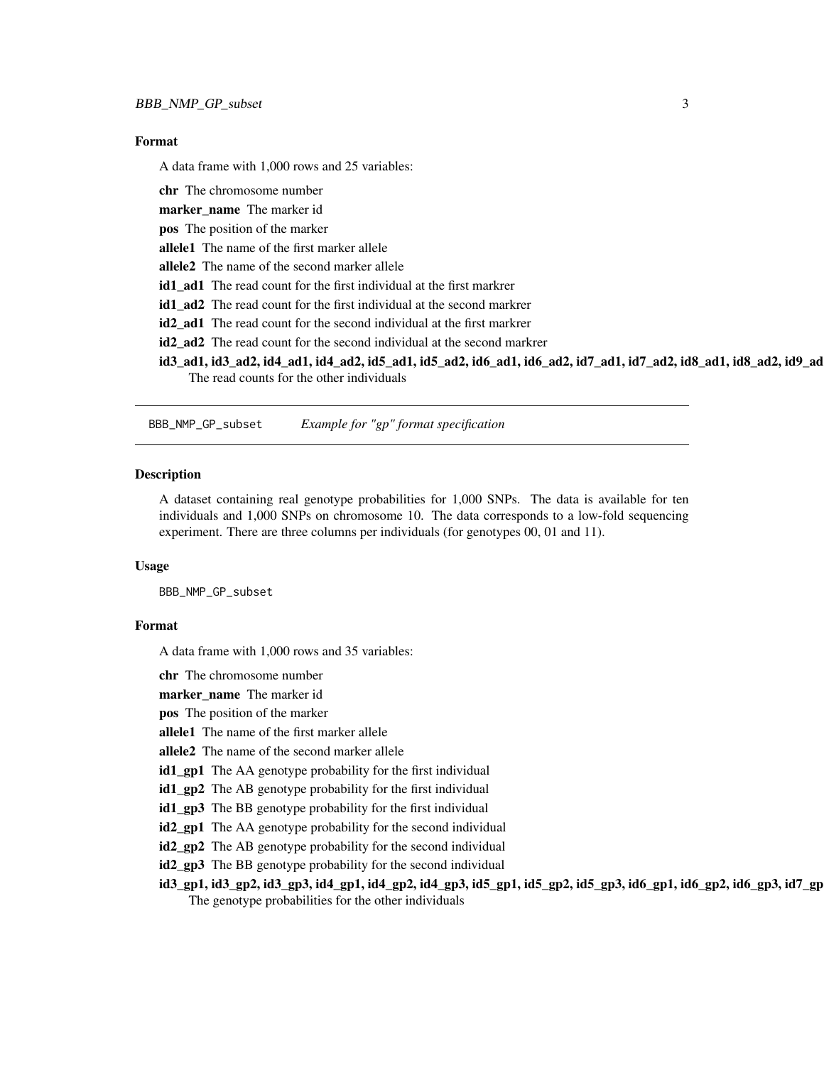### Format

A data frame with 1,000 rows and 25 variables:

**chr** The chromosome number

**marker_name** The marker id

**pos** The position of the marker

**allele1** The name of the first marker allele

**allele2** The name of the second marker allele

**id1_ad1** The read count for the first individual at the first markrer

**id1_ad2** The read count for the first individual at the second markrer

**id2_ad1** The read count for the second individual at the first markrer

**id2_ad2** The read count for the second individual at the second markrer

**id3_ad1, id3_ad2, id4_ad1, id4_ad2, id5_ad1, id5_ad2, id6_ad1, id6_ad2, id7_ad1, id7_ad2, id8_ad1, id8_ad2, id9_ad** The read counts for the other individuals

---

BBB_NMP_GP_subset *Example for "gp" format specification*

---

### Description

A dataset containing real genotype probabilities for 1,000 SNPs. The data is available for ten individuals and 1,000 SNPs on chromosome 10. The data corresponds to a low-fold sequencing experiment. There are three columns per individuals (for genotypes 00, 01 and 11).

### Usage

```
BBB_NMP_GP_subset
```

### Format

A data frame with 1,000 rows and 35 variables:

**chr** The chromosome number

**marker_name** The marker id

**pos** The position of the marker

**allele1** The name of the first marker allele

**allele2** The name of the second marker allele

**id1_gp1** The AA genotype probability for the first individual

**id1_gp2** The AB genotype probability for the first individual

**id1_gp3** The BB genotype probability for the first individual

**id2_gp1** The AA genotype probability for the second individual

**id2_gp2** The AB genotype probability for the second individual

**id2_gp3** The BB genotype probability for the second individual

**id3_gp1, id3_gp2, id3_gp3, id4_gp1, id4_gp2, id4_gp3, id5_gp1, id5_gp2, id5_gp3, id6_gp1, id6_gp2, id6_gp3, id7_gp** The genotype probabilities for the other individuals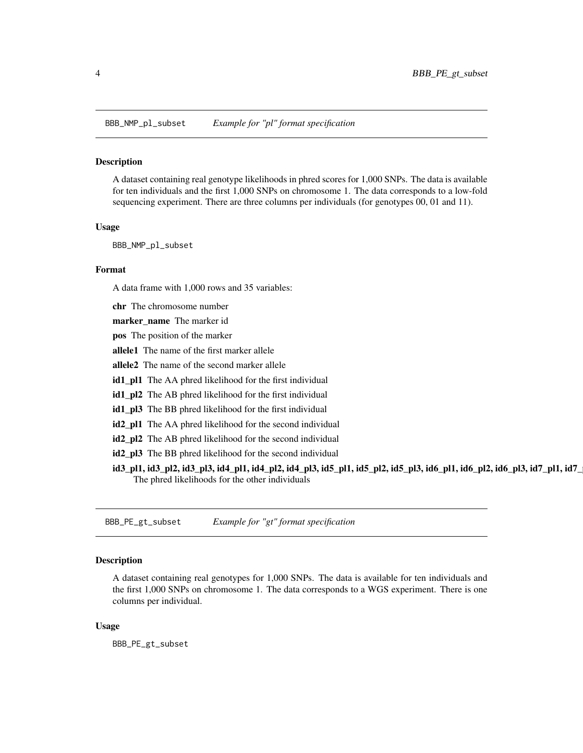## BBB_NMP_pl_subset *Example for "pl" format specification*

### Description

A dataset containing real genotype likelihoods in phred scores for 1,000 SNPs. The data is available for ten individuals and the first 1,000 SNPs on chromosome 1. The data corresponds to a low-fold sequencing experiment. There are three columns per individuals (for genotypes 00, 01 and 11).

### Usage

```
BBB_NMP_pl_subset
```

### Format

A data frame with 1,000 rows and 35 variables:

**chr** The chromosome number

**marker_name** The marker id

**pos** The position of the marker

**allele1** The name of the first marker allele

**allele2** The name of the second marker allele

**id1_pl1** The AA phred likelihood for the first individual

**id1_pl2** The AB phred likelihood for the first individual

**id1_pl3** The BB phred likelihood for the first individual

**id2_pl1** The AA phred likelihood for the second individual

**id2_pl2** The AB phred likelihood for the second individual

**id2_pl3** The BB phred likelihood for the second individual

**id3_pl1, id3_pl2, id3_pl3, id4_pl1, id4_pl2, id4_pl3, id5_pl1, id5_pl2, id5_pl3, id6_pl1, id6_pl2, id6_pl3, id7_pl1, id7_** The phred likelihoods for the other individuals

## BBB_PE_gt_subset *Example for "gt" format specification*

### Description

A dataset containing real genotypes for 1,000 SNPs. The data is available for ten individuals and the first 1,000 SNPs on chromosome 1. The data corresponds to a WGS experiment. There is one columns per individual.

### Usage

```
BBB_PE_gt_subset
```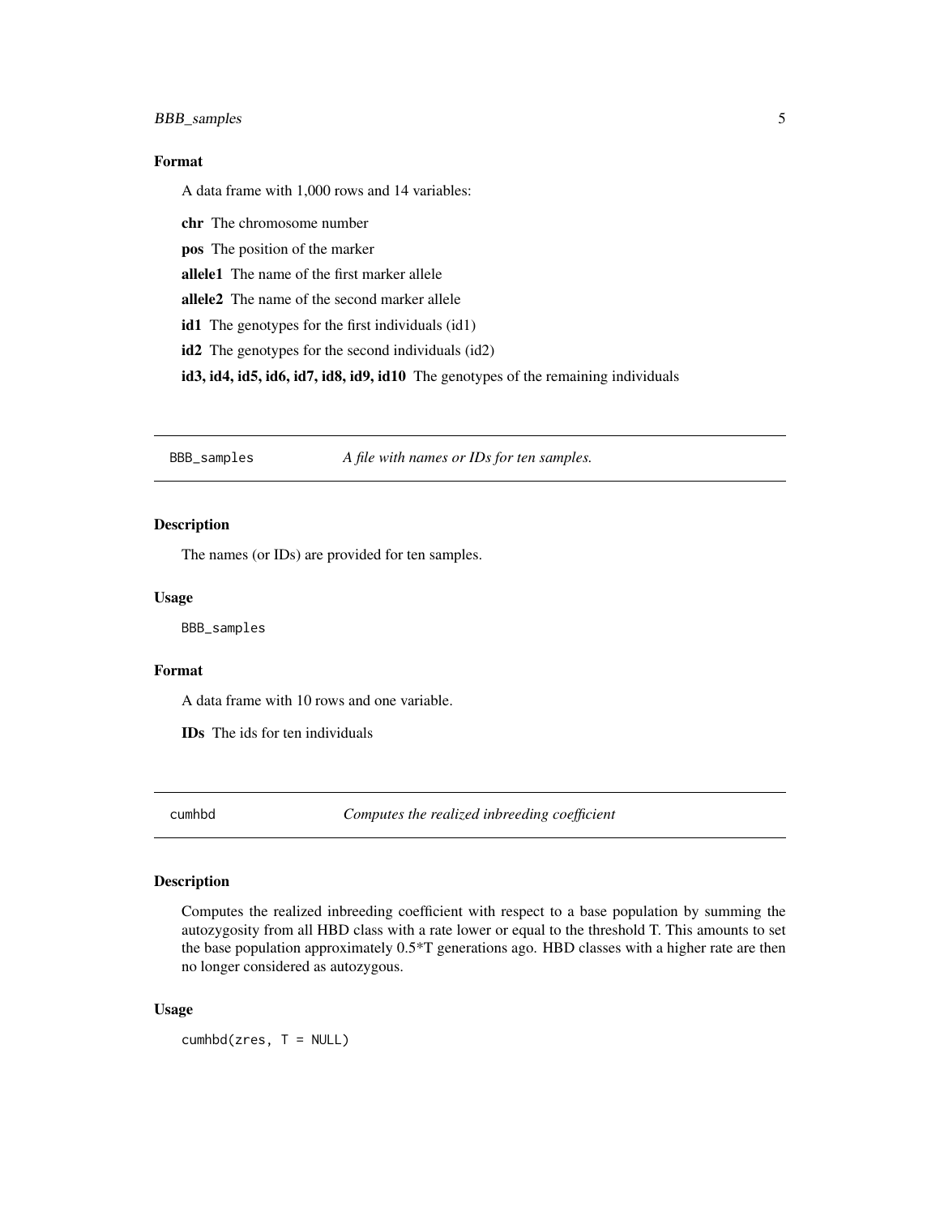## Format

A data frame with 1,000 rows and 14 variables:

**chr** The chromosome number

**pos** The position of the marker

**allele1** The name of the first marker allele

**allele2** The name of the second marker allele

**id1** The genotypes for the first individuals (id1)

**id2** The genotypes for the second individuals (id2)

**id3, id4, id5, id6, id7, id8, id9, id10** The genotypes of the remaining individuals

---

# BBB_samples — *A file with names or IDs for ten samples.*

## Description

The names (or IDs) are provided for ten samples.

## Usage

```
BBB_samples
```

## Format

A data frame with 10 rows and one variable.

**IDs** The ids for ten individuals

---

# cumhbd — *Computes the realized inbreeding coefficient*

## Description

Computes the realized inbreeding coefficient with respect to a base population by summing the autozygosity from all HBD class with a rate lower or equal to the threshold T. This amounts to set the base population approximately 0.5*T generations ago. HBD classes with a higher rate are then no longer considered as autozygous.

## Usage

```
cumhbd(zres, T = NULL)
```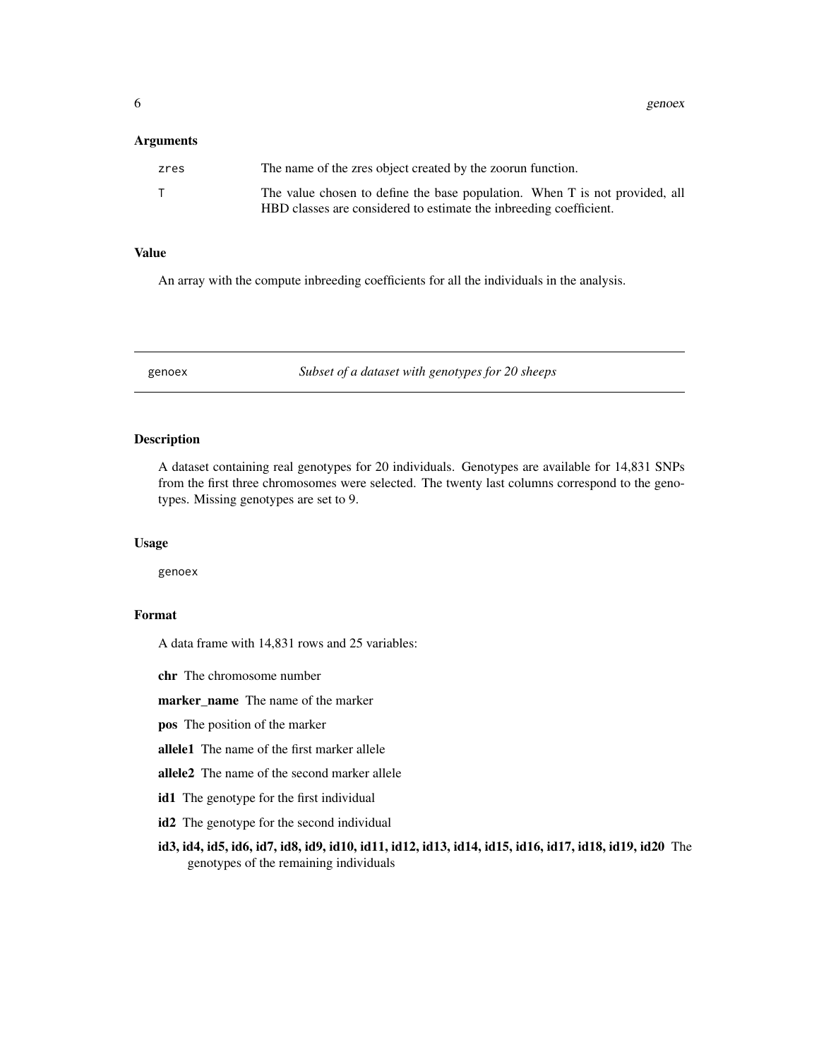### Arguments

| | |
|---|---|
| zres | The name of the zres object created by the zoorun function. |
| T | The value chosen to define the base population. When T is not provided, all HBD classes are considered to estimate the inbreeding coefficient. |

### Value

An array with the compute inbreeding coefficients for all the individuals in the analysis.

---

## genoex *Subset of a dataset with genotypes for 20 sheeps*

---

### Description

A dataset containing real genotypes for 20 individuals. Genotypes are available for 14,831 SNPs from the first three chromosomes were selected. The twenty last columns correspond to the genotypes. Missing genotypes are set to 9.

### Usage

```
genoex
```

### Format

A data frame with 14,831 rows and 25 variables:

**chr** The chromosome number

**marker_name** The name of the marker

**pos** The position of the marker

**allele1** The name of the first marker allele

**allele2** The name of the second marker allele

**id1** The genotype for the first individual

**id2** The genotype for the second individual

**id3, id4, id5, id6, id7, id8, id9, id10, id11, id12, id13, id14, id15, id16, id17, id18, id19, id20** The genotypes of the remaining individuals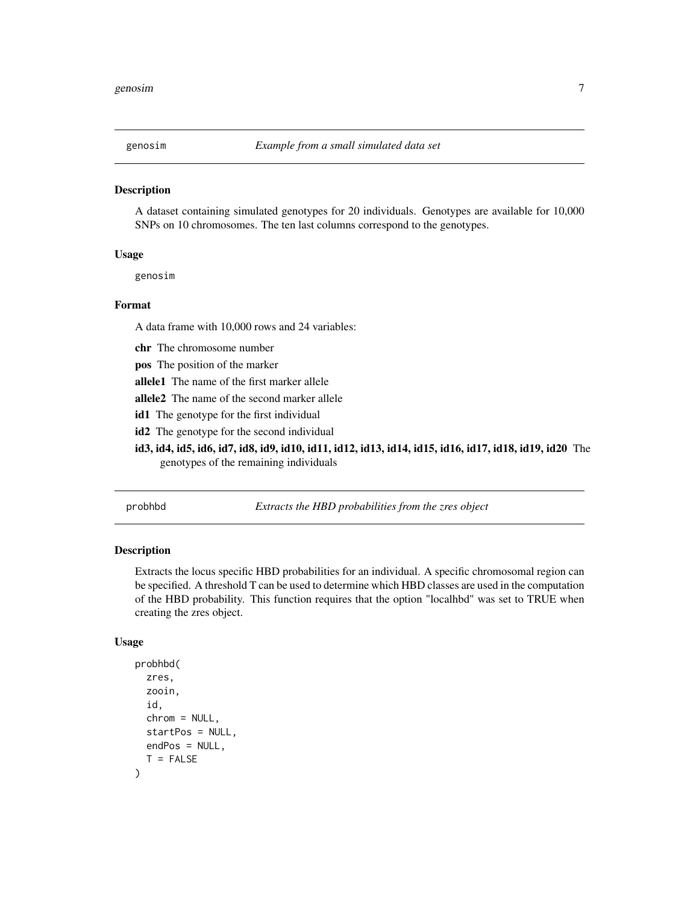## genosim — *Example from a small simulated data set*

### Description

A dataset containing simulated genotypes for 20 individuals. Genotypes are available for 10,000 SNPs on 10 chromosomes. The ten last columns correspond to the genotypes.

### Usage

```
genosim
```

### Format

A data frame with 10,000 rows and 24 variables:

**chr** The chromosome number

**pos** The position of the marker

**allele1** The name of the first marker allele

**allele2** The name of the second marker allele

**id1** The genotype for the first individual

**id2** The genotype for the second individual

**id3, id4, id5, id6, id7, id8, id9, id10, id11, id12, id13, id14, id15, id16, id17, id18, id19, id20** The genotypes of the remaining individuals

## probhbd — *Extracts the HBD probabilities from the zres object*

### Description

Extracts the locus specific HBD probabilities for an individual. A specific chromosomal region can be specified. A threshold T can be used to determine which HBD classes are used in the computation of the HBD probability. This function requires that the option "localhbd" was set to TRUE when creating the zres object.

### Usage

```
probhbd(
  zres,
  zooin,
  id,
  chrom = NULL,
  startPos = NULL,
  endPos = NULL,
  T = FALSE
)
```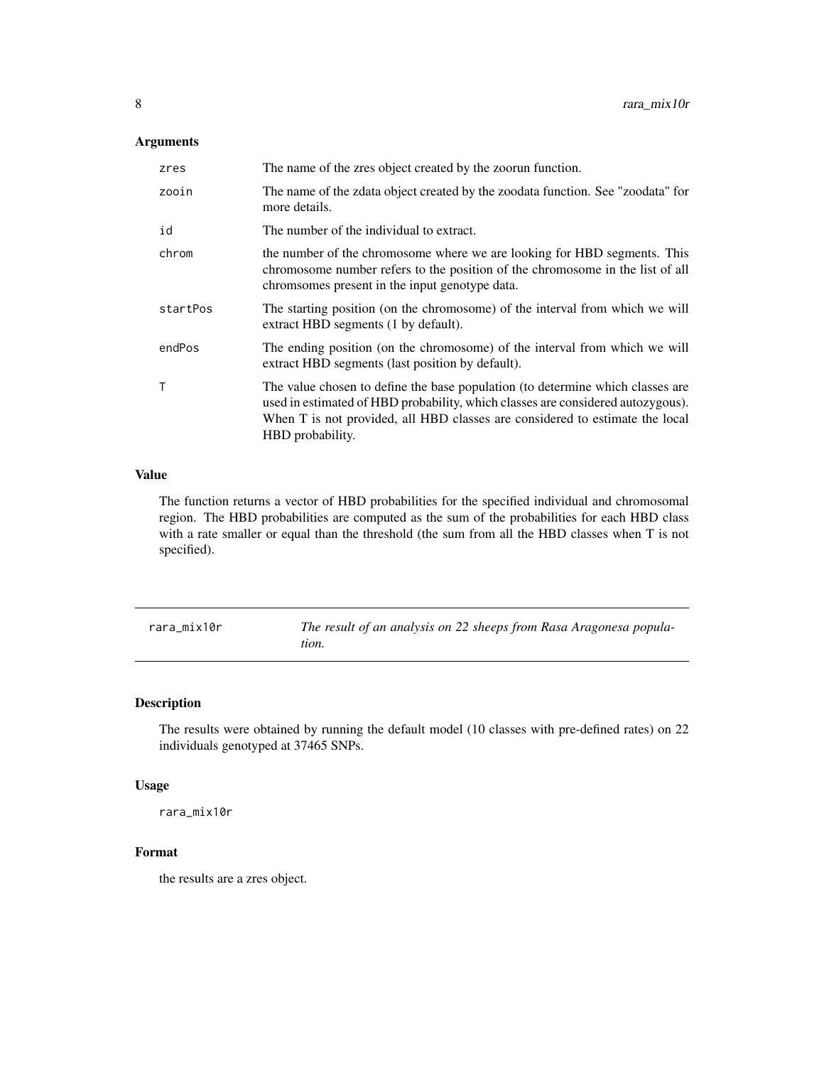### Arguments

| | |
|---|---|
| zres | The name of the zres object created by the zoorun function. |
| zooin | The name of the zdata object created by the zoodata function. See "zoodata" for more details. |
| id | The number of the individual to extract. |
| chrom | the number of the chromosome where we are looking for HBD segments. This chromosome number refers to the position of the chromosome in the list of all chromsomes present in the input genotype data. |
| startPos | The starting position (on the chromosome) of the interval from which we will extract HBD segments (1 by default). |
| endPos | The ending position (on the chromosome) of the interval from which we will extract HBD segments (last position by default). |
| T | The value chosen to define the base population (to determine which classes are used in estimated of HBD probability, which classes are considered autozygous). When T is not provided, all HBD classes are considered to estimate the local HBD probability. |

### Value

The function returns a vector of HBD probabilities for the specified individual and chromosomal region. The HBD probabilities are computed as the sum of the probabilities for each HBD class with a rate smaller or equal than the threshold (the sum from all the HBD classes when T is not specified).

---

## rara_mix10r — *The result of an analysis on 22 sheeps from Rasa Aragonesa population.*

---

### Description

The results were obtained by running the default model (10 classes with pre-defined rates) on 22 individuals genotyped at 37465 SNPs.

### Usage

```
rara_mix10r
```

### Format

the results are a zres object.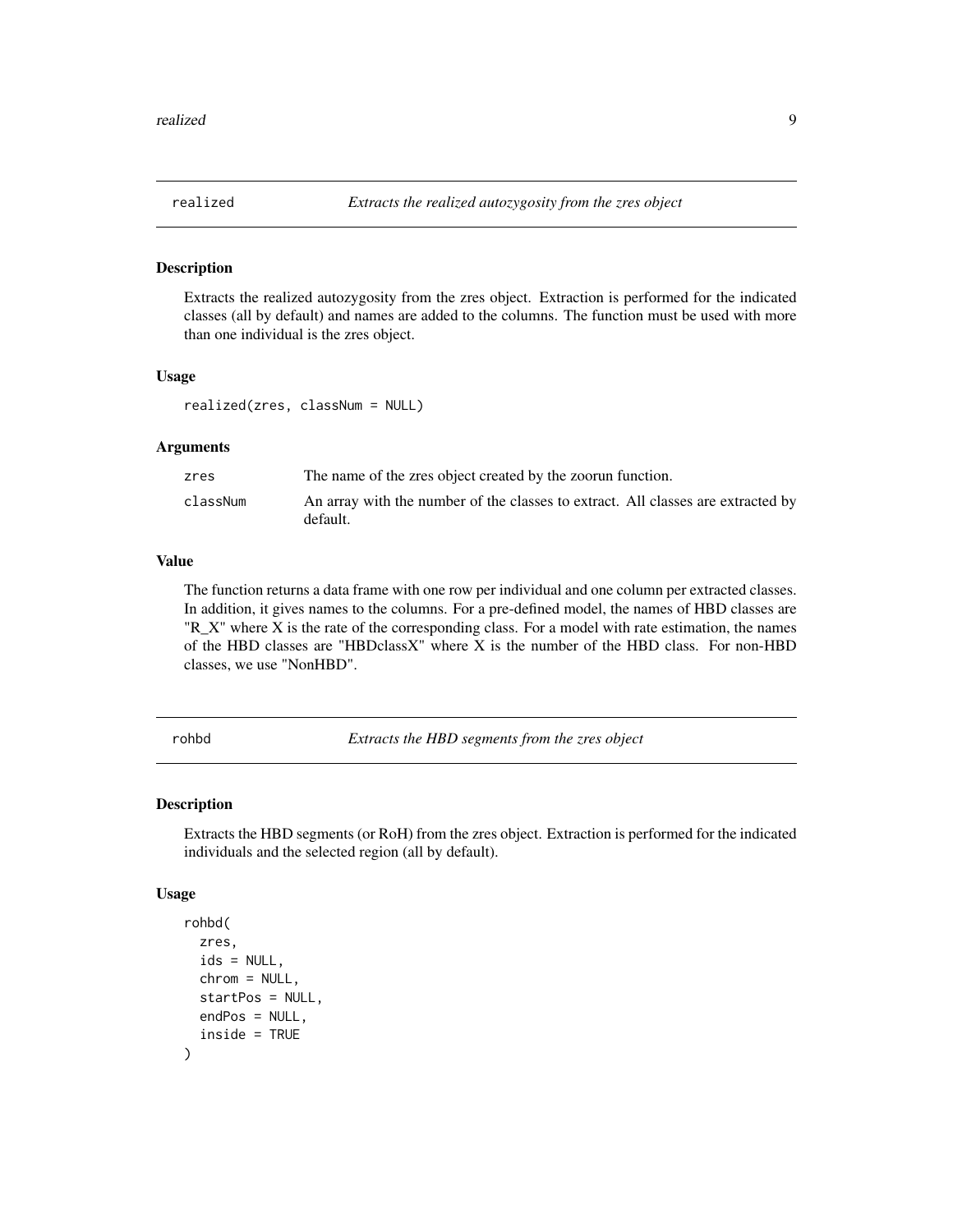## realized — *Extracts the realized autozygosity from the zres object*

### Description

Extracts the realized autozygosity from the zres object. Extraction is performed for the indicated classes (all by default) and names are added to the columns. The function must be used with more than one individual is the zres object.

### Usage

```
realized(zres, classNum = NULL)
```

### Arguments

| | |
|---|---|
| zres | The name of the zres object created by the zoorun function. |
| classNum | An array with the number of the classes to extract. All classes are extracted by default. |

### Value

The function returns a data frame with one row per individual and one column per extracted classes. In addition, it gives names to the columns. For a pre-defined model, the names of HBD classes are "R_X" where X is the rate of the corresponding class. For a model with rate estimation, the names of the HBD classes are "HBDclassX" where X is the number of the HBD class. For non-HBD classes, we use "NonHBD".

## rohbd — *Extracts the HBD segments from the zres object*

### Description

Extracts the HBD segments (or RoH) from the zres object. Extraction is performed for the indicated individuals and the selected region (all by default).

### Usage

```
rohbd(
  zres,
  ids = NULL,
  chrom = NULL,
  startPos = NULL,
  endPos = NULL,
  inside = TRUE
)
```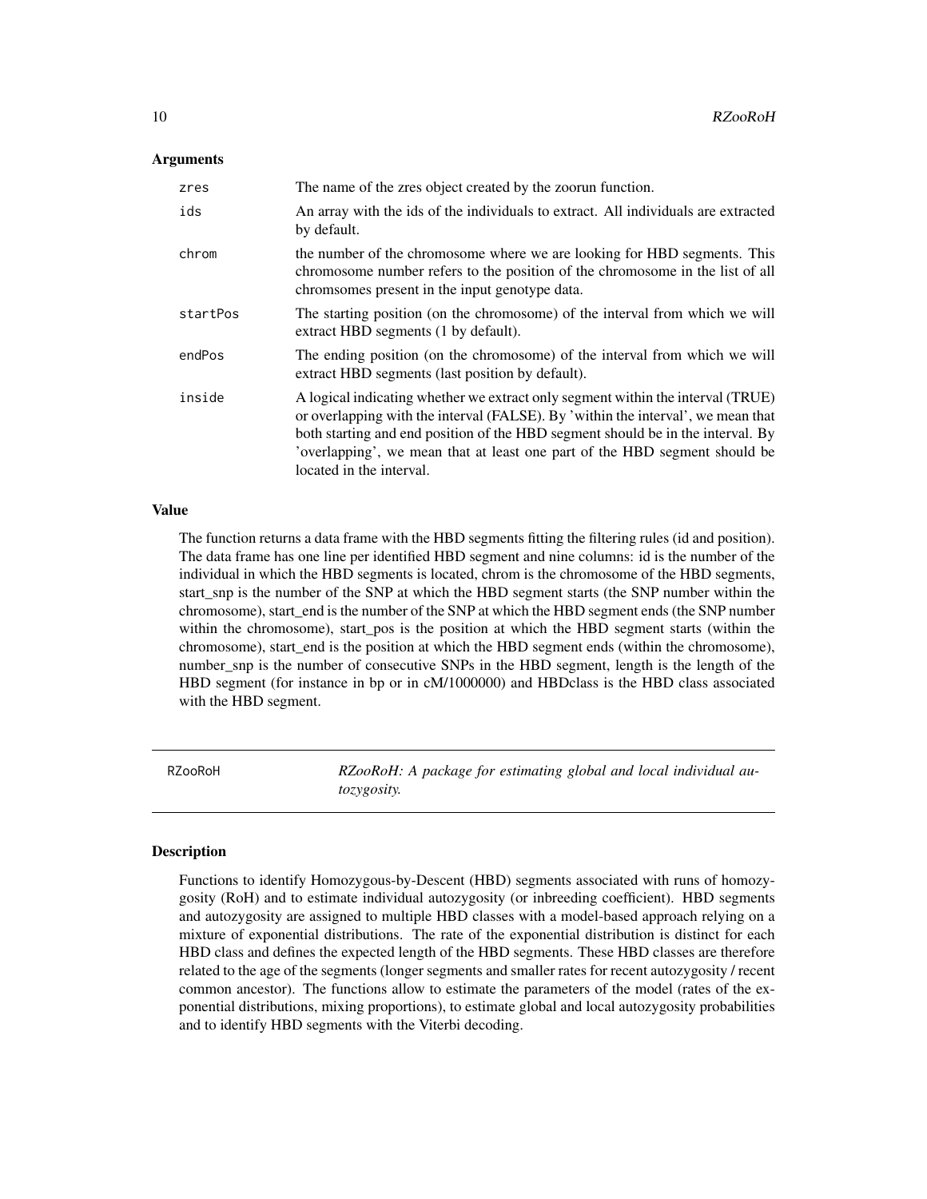### Arguments

| | |
|---|---|
| `zres` | The name of the zres object created by the zoorun function. |
| `ids` | An array with the ids of the individuals to extract. All individuals are extracted by default. |
| `chrom` | the number of the chromosome where we are looking for HBD segments. This chromosome number refers to the position of the chromosome in the list of all chromsomes present in the input genotype data. |
| `startPos` | The starting position (on the chromosome) of the interval from which we will extract HBD segments (1 by default). |
| `endPos` | The ending position (on the chromosome) of the interval from which we will extract HBD segments (last position by default). |
| `inside` | A logical indicating whether we extract only segment within the interval (TRUE) or overlapping with the interval (FALSE). By 'within the interval', we mean that both starting and end position of the HBD segment should be in the interval. By 'overlapping', we mean that at least one part of the HBD segment should be located in the interval. |

### Value

The function returns a data frame with the HBD segments fitting the filtering rules (id and position). The data frame has one line per identified HBD segment and nine columns: id is the number of the individual in which the HBD segments is located, chrom is the chromosome of the HBD segments, start_snp is the number of the SNP at which the HBD segment starts (the SNP number within the chromosome), start_end is the number of the SNP at which the HBD segment ends (the SNP number within the chromosome), start_pos is the position at which the HBD segment starts (within the chromosome), start_end is the position at which the HBD segment ends (within the chromosome), number_snp is the number of consecutive SNPs in the HBD segment, length is the length of the HBD segment (for instance in bp or in cM/1000000) and HBDclass is the HBD class associated with the HBD segment.

---

## RZooRoH — *RZooRoH: A package for estimating global and local individual autozygosity.*

### Description

Functions to identify Homozygous-by-Descent (HBD) segments associated with runs of homozygosity (RoH) and to estimate individual autozygosity (or inbreeding coefficient). HBD segments and autozygosity are assigned to multiple HBD classes with a model-based approach relying on a mixture of exponential distributions. The rate of the exponential distribution is distinct for each HBD class and defines the expected length of the HBD segments. These HBD classes are therefore related to the age of the segments (longer segments and smaller rates for recent autozygosity / recent common ancestor). The functions allow to estimate the parameters of the model (rates of the exponential distributions, mixing proportions), to estimate global and local autozygosity probabilities and to identify HBD segments with the Viterbi decoding.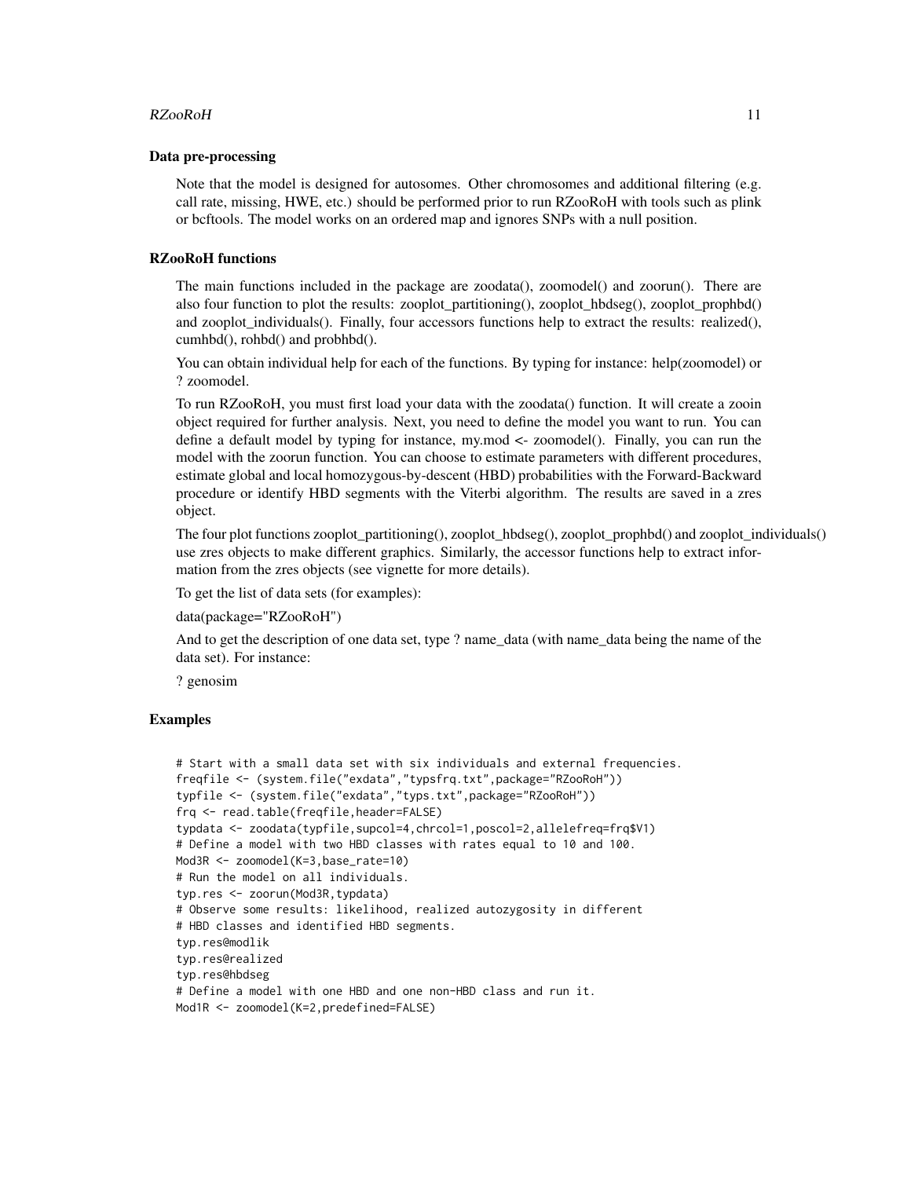### Data pre-processing

Note that the model is designed for autosomes. Other chromosomes and additional filtering (e.g. call rate, missing, HWE, etc.) should be performed prior to run RZooRoH with tools such as plink or bcftools. The model works on an ordered map and ignores SNPs with a null position.

### RZooRoH functions

The main functions included in the package are zoodata(), zoomodel() and zoorun(). There are also four function to plot the results: zooplot_partitioning(), zooplot_hbdseg(), zooplot_prophbd() and zooplot_individuals(). Finally, four accessors functions help to extract the results: realized(), cumhbd(), rohbd() and probhbd().

You can obtain individual help for each of the functions. By typing for instance: help(zoomodel) or ? zoomodel.

To run RZooRoH, you must first load your data with the zoodata() function. It will create a zooin object required for further analysis. Next, you need to define the model you want to run. You can define a default model by typing for instance, my.mod <- zoomodel(). Finally, you can run the model with the zoorun function. You can choose to estimate parameters with different procedures, estimate global and local homozygous-by-descent (HBD) probabilities with the Forward-Backward procedure or identify HBD segments with the Viterbi algorithm. The results are saved in a zres object.

The four plot functions zooplot_partitioning(), zooplot_hbdseg(), zooplot_prophbd() and zooplot_individuals() use zres objects to make different graphics. Similarly, the accessor functions help to extract information from the zres objects (see vignette for more details).

To get the list of data sets (for examples):

data(package="RZooRoH")

And to get the description of one data set, type ? name_data (with name_data being the name of the data set). For instance:

? genosim

### Examples

```
# Start with a small data set with six individuals and external frequencies.
freqfile <- (system.file("exdata","typsfrq.txt",package="RZooRoH"))
typfile <- (system.file("exdata","typs.txt",package="RZooRoH"))
frq <- read.table(freqfile,header=FALSE)
typdata <- zoodata(typfile,supcol=4,chrcol=1,poscol=2,allelefreq=frq$V1)
# Define a model with two HBD classes with rates equal to 10 and 100.
Mod3R <- zoomodel(K=3,base_rate=10)
# Run the model on all individuals.
typ.res <- zoorun(Mod3R,typdata)
# Observe some results: likelihood, realized autozygosity in different
# HBD classes and identified HBD segments.
typ.res@modlik
typ.res@realized
typ.res@hbdseg
# Define a model with one HBD and one non-HBD class and run it.
Mod1R <- zoomodel(K=2,predefined=FALSE)
```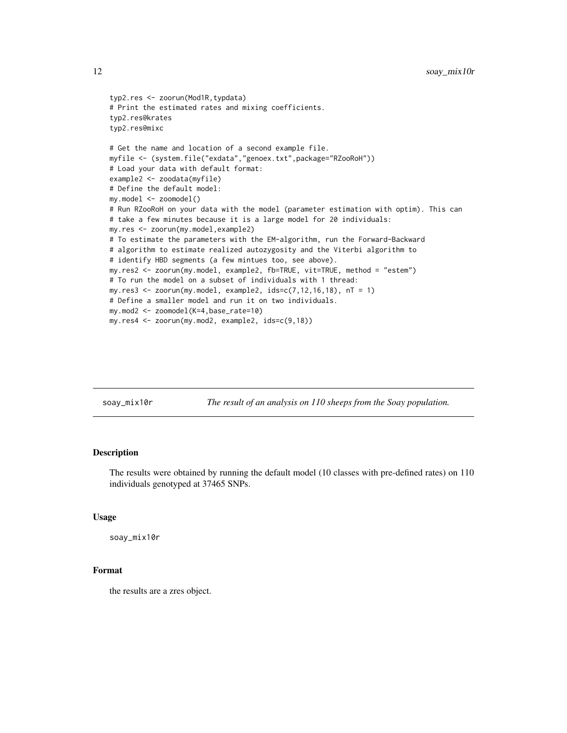```
typ2.res <- zoorun(Mod1R,typdata)
# Print the estimated rates and mixing coefficients.
typ2.res@krates
typ2.res@mixc

# Get the name and location of a second example file.
myfile <- (system.file("exdata","genoex.txt",package="RZooRoH"))
# Load your data with default format:
example2 <- zoodata(myfile)
# Define the default model:
my.model <- zoomodel()
# Run RZooRoH on your data with the model (parameter estimation with optim). This can
# take a few minutes because it is a large model for 20 individuals:
my.res <- zoorun(my.model,example2)
# To estimate the parameters with the EM-algorithm, run the Forward-Backward
# algorithm to estimate realized autozygosity and the Viterbi algorithm to
# identify HBD segments (a few mintues too, see above).
my.res2 <- zoorun(my.model, example2, fb=TRUE, vit=TRUE, method = "estem")
# To run the model on a subset of individuals with 1 thread:
my.res3 <- zoorun(my.model, example2, ids=c(7,12,16,18), nT = 1)
# Define a smaller model and run it on two individuals.
my.mod2 <- zoomodel(K=4,base_rate=10)
my.res4 <- zoorun(my.mod2, example2, ids=c(9,18))
```

---

## soay_mix10r — *The result of an analysis on 110 sheeps from the Soay population.*

### Description

The results were obtained by running the default model (10 classes with pre-defined rates) on 110 individuals genotyped at 37465 SNPs.

### Usage

```
soay_mix10r
```

### Format

the results are a zres object.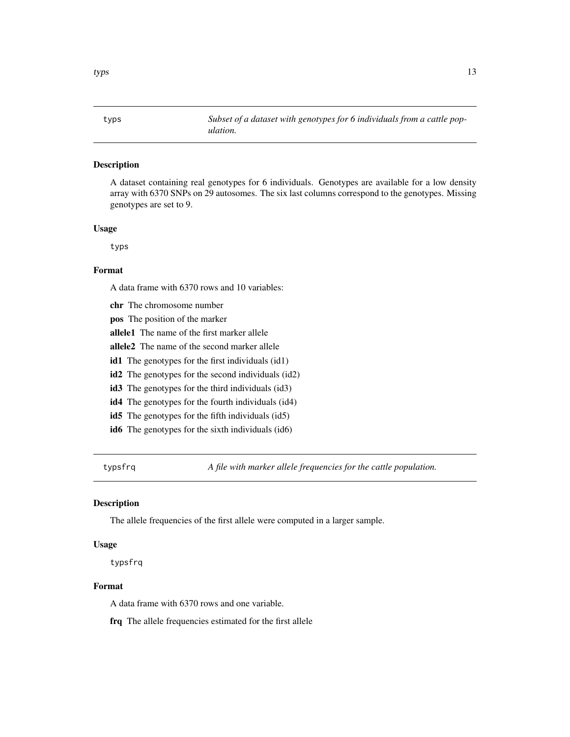## typs — *Subset of a dataset with genotypes for 6 individuals from a cattle population.*

### Description

A dataset containing real genotypes for 6 individuals. Genotypes are available for a low density array with 6370 SNPs on 29 autosomes. The six last columns correspond to the genotypes. Missing genotypes are set to 9.

### Usage

```
typs
```

### Format

A data frame with 6370 rows and 10 variables:

- **chr** The chromosome number
- **pos** The position of the marker
- **allele1** The name of the first marker allele
- **allele2** The name of the second marker allele
- **id1** The genotypes for the first individuals (id1)
- **id2** The genotypes for the second individuals (id2)
- **id3** The genotypes for the third individuals (id3)
- **id4** The genotypes for the fourth individuals (id4)
- **id5** The genotypes for the fifth individuals (id5)
- **id6** The genotypes for the sixth individuals (id6)

## typsfrq — *A file with marker allele frequencies for the cattle population.*

### Description

The allele frequencies of the first allele were computed in a larger sample.

### Usage

```
typsfrq
```

### Format

A data frame with 6370 rows and one variable.

- **frq** The allele frequencies estimated for the first allele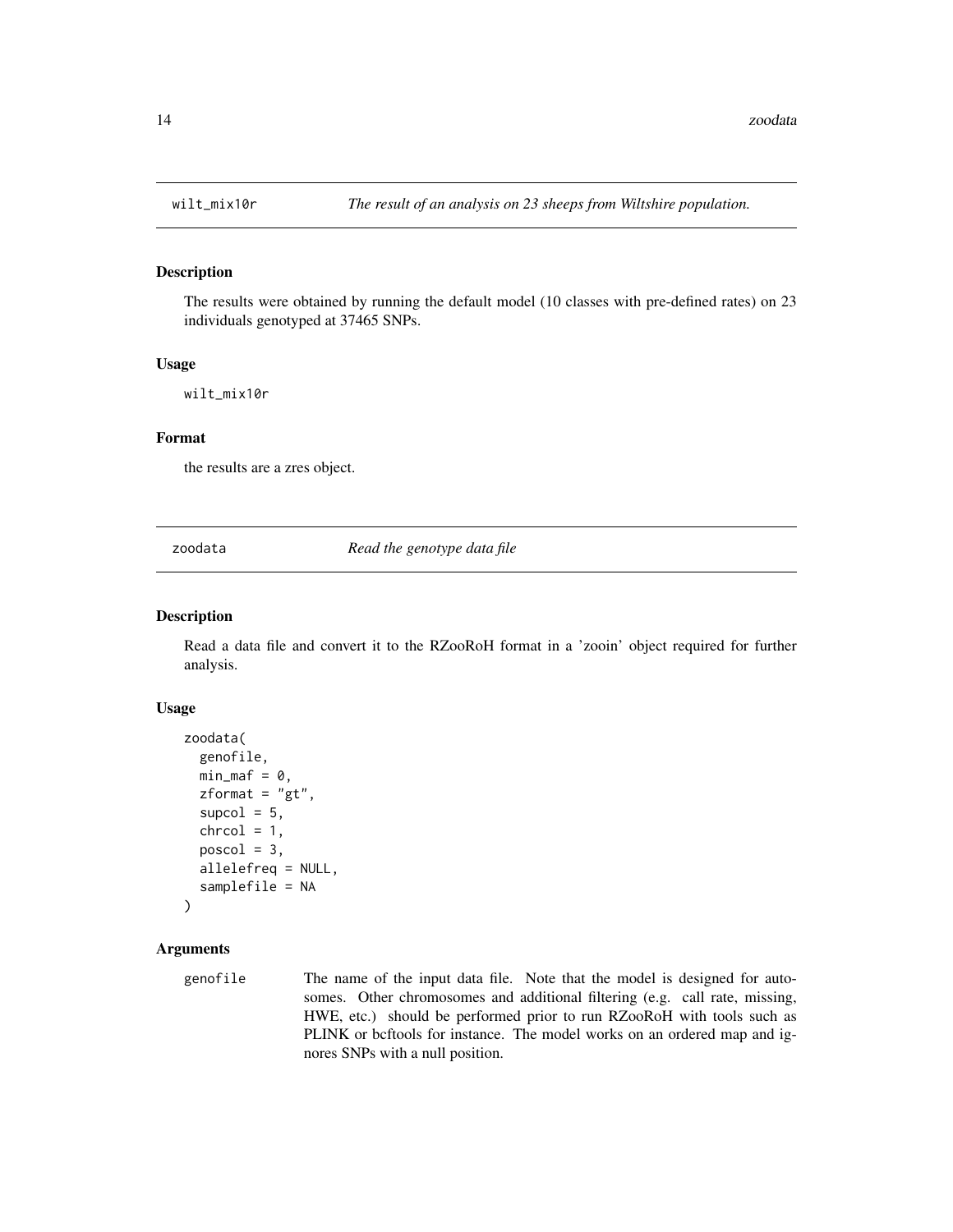## wilt_mix10r — *The result of an analysis on 23 sheeps from Wiltshire population.*

### Description

The results were obtained by running the default model (10 classes with pre-defined rates) on 23 individuals genotyped at 37465 SNPs.

### Usage

```
wilt_mix10r
```

### Format

the results are a zres object.

## zoodata — *Read the genotype data file*

### Description

Read a data file and convert it to the RZooRoH format in a 'zooin' object required for further analysis.

### Usage

```
zoodata(
  genofile,
  min_maf = 0,
  zformat = "gt",
  supcol = 5,
  chrcol = 1,
  poscol = 3,
  allelefreq = NULL,
  samplefile = NA
)
```

### Arguments

`genofile` The name of the input data file. Note that the model is designed for autosomes. Other chromosomes and additional filtering (e.g. call rate, missing, HWE, etc.) should be performed prior to run RZooRoH with tools such as PLINK or bcftools for instance. The model works on an ordered map and ignores SNPs with a null position.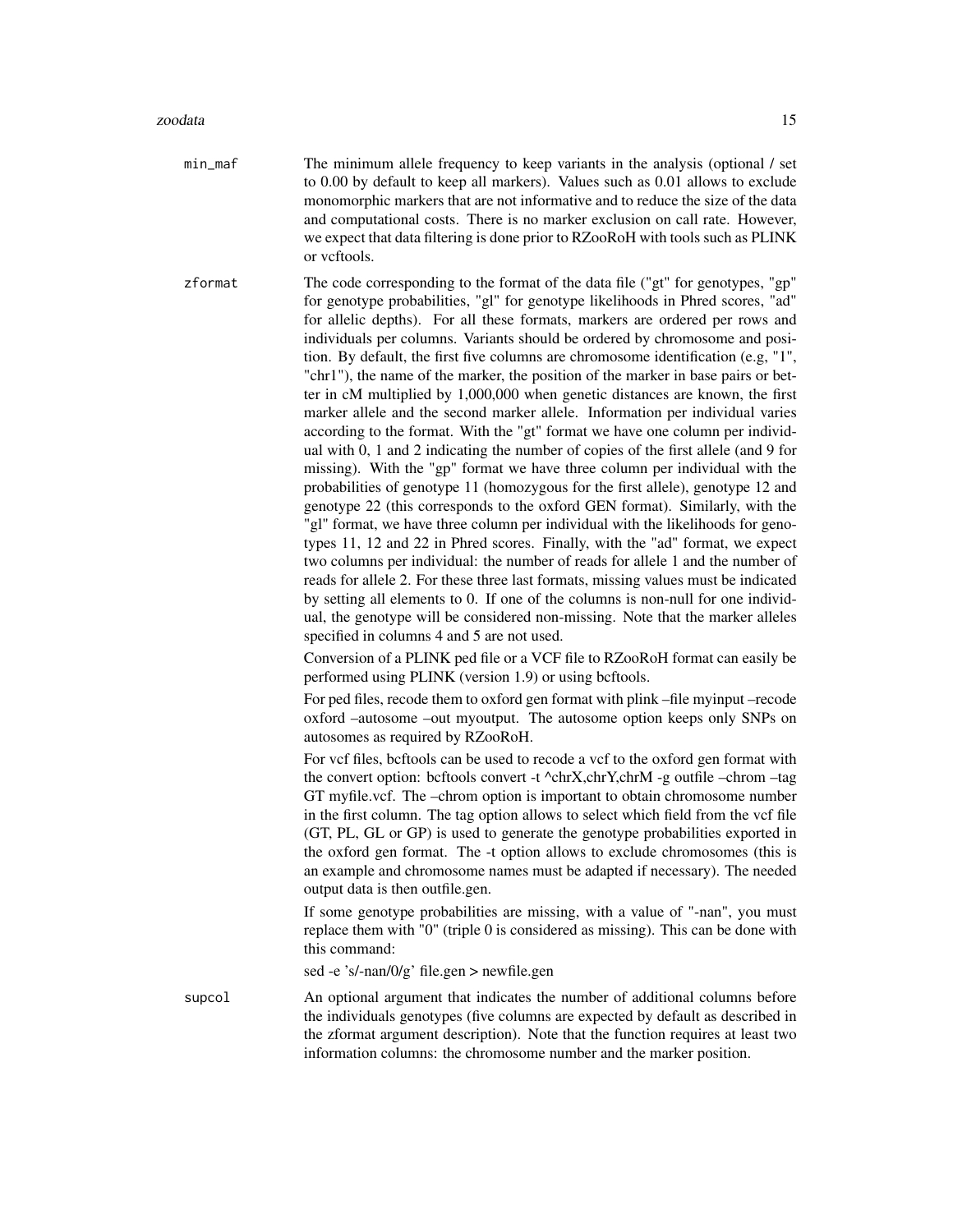**min_maf** The minimum allele frequency to keep variants in the analysis (optional / set to 0.00 by default to keep all markers). Values such as 0.01 allows to exclude monomorphic markers that are not informative and to reduce the size of the data and computational costs. There is no marker exclusion on call rate. However, we expect that data filtering is done prior to RZooRoH with tools such as PLINK or vcftools.

**zformat** The code corresponding to the format of the data file ("gt" for genotypes, "gp" for genotype probabilities, "gl" for genotype likelihoods in Phred scores, "ad" for allelic depths). For all these formats, markers are ordered per rows and individuals per columns. Variants should be ordered by chromosome and position. By default, the first five columns are chromosome identification (e.g, "1", "chr1"), the name of the marker, the position of the marker in base pairs or better in cM multiplied by 1,000,000 when genetic distances are known, the first marker allele and the second marker allele. Information per individual varies according to the format. With the "gt" format we have one column per individual with 0, 1 and 2 indicating the number of copies of the first allele (and 9 for missing). With the "gp" format we have three column per individual with the probabilities of genotype 11 (homozygous for the first allele), genotype 12 and genotype 22 (this corresponds to the oxford GEN format). Similarly, with the "gl" format, we have three column per individual with the likelihoods for genotypes 11, 12 and 22 in Phred scores. Finally, with the "ad" format, we expect two columns per individual: the number of reads for allele 1 and the number of reads for allele 2. For these three last formats, missing values must be indicated by setting all elements to 0. If one of the columns is non-null for one individual, the genotype will be considered non-missing. Note that the marker alleles specified in columns 4 and 5 are not used.

Conversion of a PLINK ped file or a VCF file to RZooRoH format can easily be performed using PLINK (version 1.9) or using bcftools.

For ped files, recode them to oxford gen format with plink –file myinput –recode oxford –autosome –out myoutput. The autosome option keeps only SNPs on autosomes as required by RZooRoH.

For vcf files, bcftools can be used to recode a vcf to the oxford gen format with the convert option: bcftools convert -t ^chrX,chrY,chrM -g outfile –chrom –tag GT myfile.vcf. The –chrom option is important to obtain chromosome number in the first column. The tag option allows to select which field from the vcf file (GT, PL, GL or GP) is used to generate the genotype probabilities exported in the oxford gen format. The -t option allows to exclude chromosomes (this is an example and chromosome names must be adapted if necessary). The needed output data is then outfile.gen.

If some genotype probabilities are missing, with a value of "-nan", you must replace them with "0" (triple 0 is considered as missing). This can be done with this command:

sed -e 's/-nan/0/g' file.gen > newfile.gen

**supcol** An optional argument that indicates the number of additional columns before the individuals genotypes (five columns are expected by default as described in the zformat argument description). Note that the function requires at least two information columns: the chromosome number and the marker position.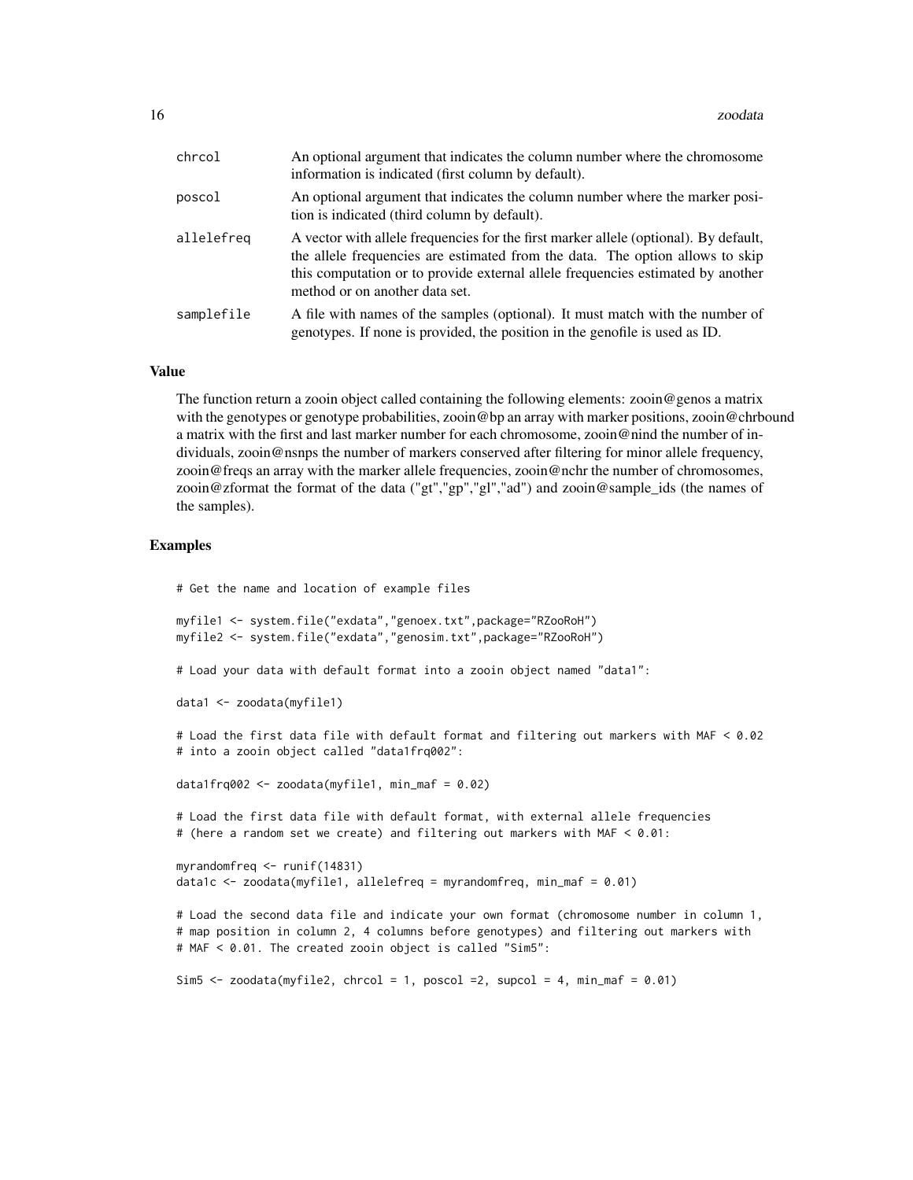| | |
|---|---|
| chrcol | An optional argument that indicates the column number where the chromosome information is indicated (first column by default). |
| poscol | An optional argument that indicates the column number where the marker position is indicated (third column by default). |
| allelefreq | A vector with allele frequencies for the first marker allele (optional). By default, the allele frequencies are estimated from the data. The option allows to skip this computation or to provide external allele frequencies estimated by another method or on another data set. |
| samplefile | A file with names of the samples (optional). It must match with the number of genotypes. If none is provided, the position in the genofile is used as ID. |

## Value

The function return a zooin object called containing the following elements: zooin@genos a matrix with the genotypes or genotype probabilities, zooin@bp an array with marker positions, zooin@chrbound a matrix with the first and last marker number for each chromosome, zooin@nind the number of individuals, zooin@nsnps the number of markers conserved after filtering for minor allele frequency, zooin@freqs an array with the marker allele frequencies, zooin@nchr the number of chromosomes, zooin@zformat the format of the data ("gt","gp","gl","ad") and zooin@sample_ids (the names of the samples).

## Examples

```
# Get the name and location of example files

myfile1 <- system.file("exdata","genoex.txt",package="RZooRoH")
myfile2 <- system.file("exdata","genosim.txt",package="RZooRoH")

# Load your data with default format into a zooin object named "data1":

data1 <- zoodata(myfile1)

# Load the first data file with default format and filtering out markers with MAF < 0.02
# into a zooin object called "data1frq002":

data1frq002 <- zoodata(myfile1, min_maf = 0.02)

# Load the first data file with default format, with external allele frequencies
# (here a random set we create) and filtering out markers with MAF < 0.01:

myrandomfreq <- runif(14831)
data1c <- zoodata(myfile1, allelefreq = myrandomfreq, min_maf = 0.01)

# Load the second data file and indicate your own format (chromosome number in column 1,
# map position in column 2, 4 columns before genotypes) and filtering out markers with
# MAF < 0.01. The created zooin object is called "Sim5":

Sim5 <- zoodata(myfile2, chrcol = 1, poscol =2, supcol = 4, min_maf = 0.01)
```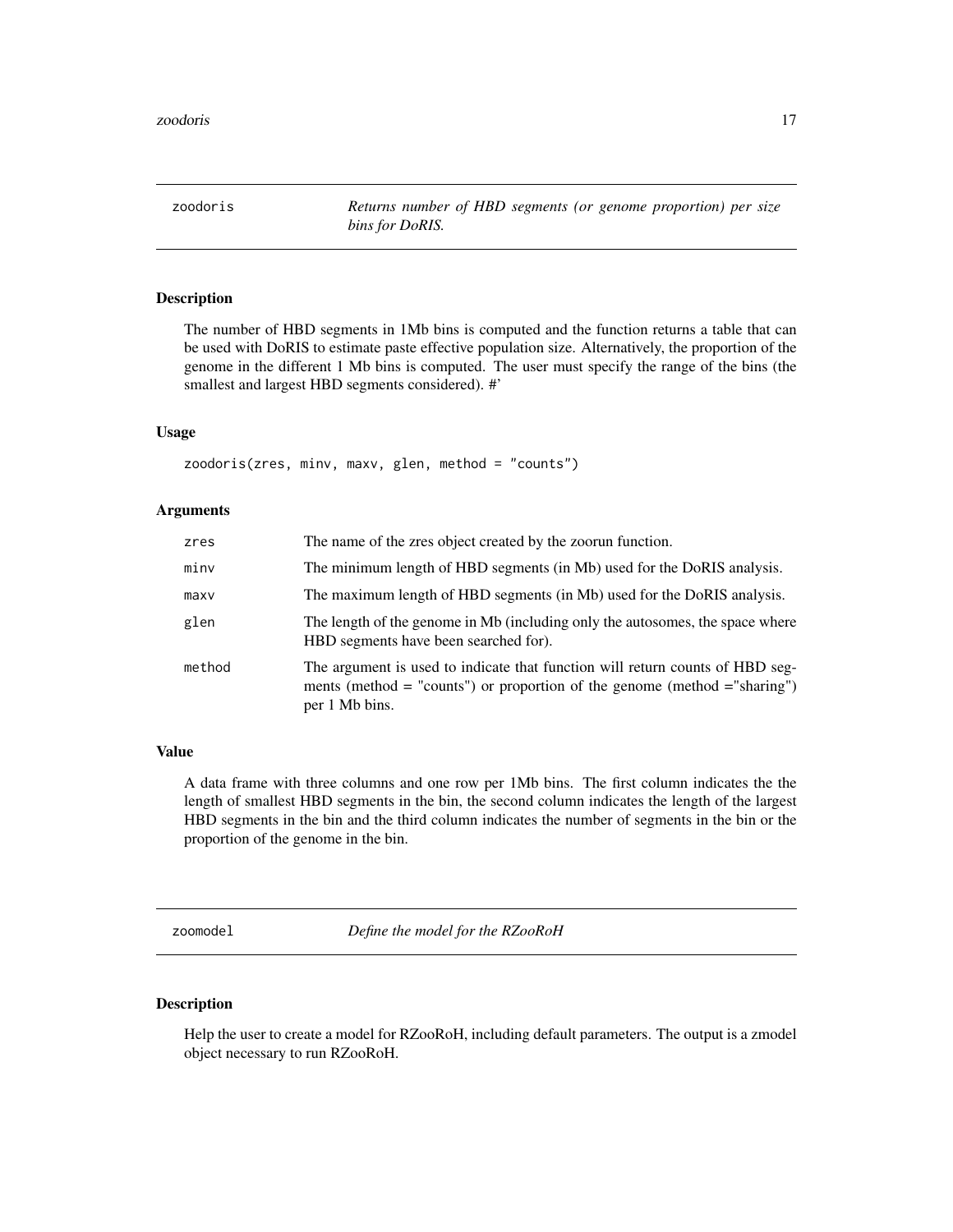## zoodoris — *Returns number of HBD segments (or genome proportion) per size bins for DoRIS.*

### Description

The number of HBD segments in 1Mb bins is computed and the function returns a table that can be used with DoRIS to estimate paste effective population size. Alternatively, the proportion of the genome in the different 1 Mb bins is computed. The user must specify the range of the bins (the smallest and largest HBD segments considered). #'

### Usage

```
zoodoris(zres, minv, maxv, glen, method = "counts")
```

### Arguments

| | |
|---|---|
| zres | The name of the zres object created by the zoorun function. |
| minv | The minimum length of HBD segments (in Mb) used for the DoRIS analysis. |
| maxv | The maximum length of HBD segments (in Mb) used for the DoRIS analysis. |
| glen | The length of the genome in Mb (including only the autosomes, the space where HBD segments have been searched for). |
| method | The argument is used to indicate that function will return counts of HBD segments (method = "counts") or proportion of the genome (method ="sharing") per 1 Mb bins. |

### Value

A data frame with three columns and one row per 1Mb bins. The first column indicates the the length of smallest HBD segments in the bin, the second column indicates the length of the largest HBD segments in the bin and the third column indicates the number of segments in the bin or the proportion of the genome in the bin.

## zoomodel — *Define the model for the RZooRoH*

### Description

Help the user to create a model for RZooRoH, including default parameters. The output is a zmodel object necessary to run RZooRoH.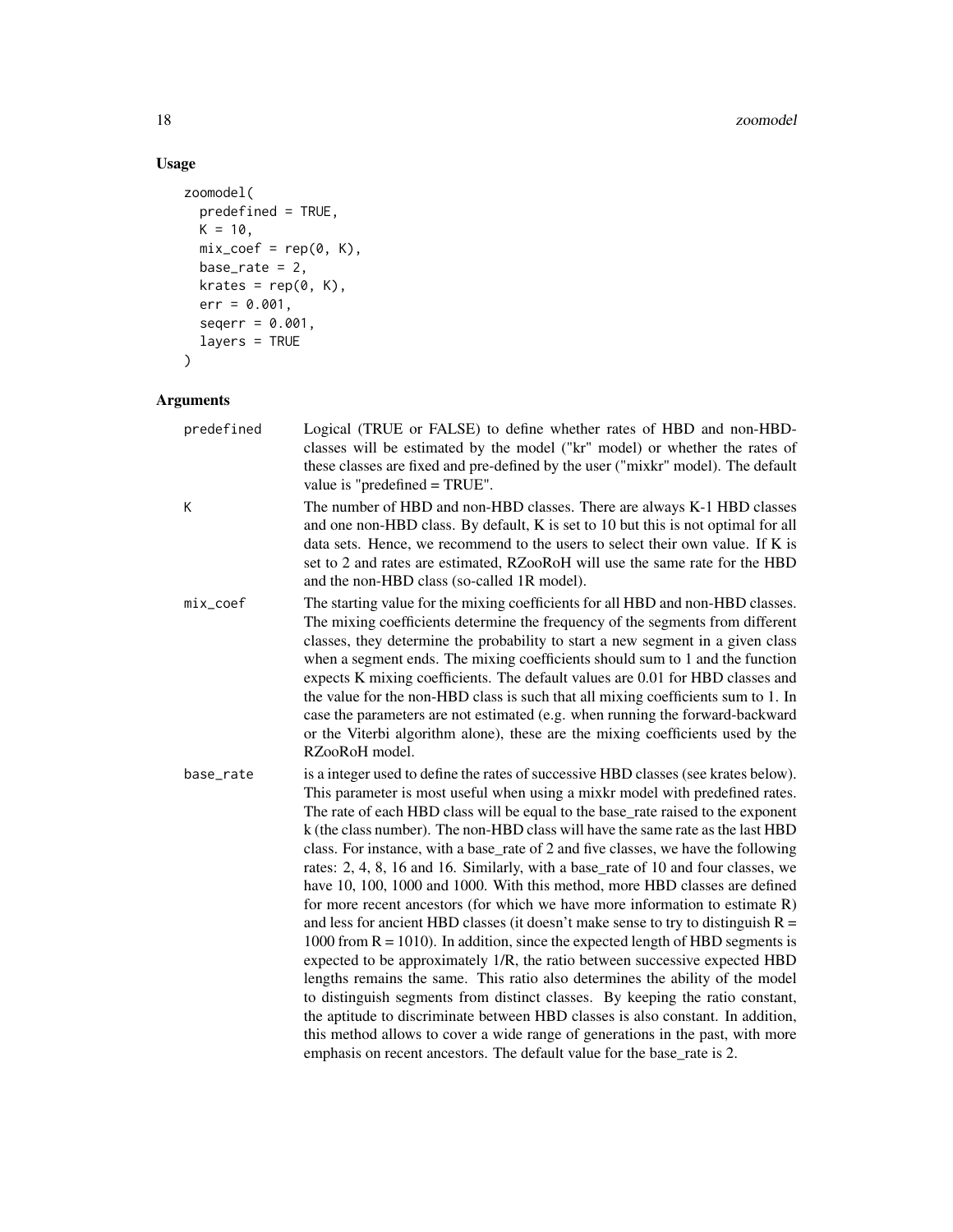## Usage

```
zoomodel(
  predefined = TRUE,
  K = 10,
  mix_coef = rep(0, K),
  base_rate = 2,
  krates = rep(0, K),
  err = 0.001,
  seqerr = 0.001,
  layers = TRUE
)
```

## Arguments

| | |
|---|---|
| predefined | Logical (TRUE or FALSE) to define whether rates of HBD and non-HBD-classes will be estimated by the model ("kr" model) or whether the rates of these classes are fixed and pre-defined by the user ("mixkr" model). The default value is "predefined = TRUE". |
| K | The number of HBD and non-HBD classes. There are always K-1 HBD classes and one non-HBD class. By default, K is set to 10 but this is not optimal for all data sets. Hence, we recommend to the users to select their own value. If K is set to 2 and rates are estimated, RZooRoH will use the same rate for the HBD and the non-HBD class (so-called 1R model). |
| mix_coef | The starting value for the mixing coefficients for all HBD and non-HBD classes. The mixing coefficients determine the frequency of the segments from different classes, they determine the probability to start a new segment in a given class when a segment ends. The mixing coefficients should sum to 1 and the function expects K mixing coefficients. The default values are 0.01 for HBD classes and the value for the non-HBD class is such that all mixing coefficients sum to 1. In case the parameters are not estimated (e.g. when running the forward-backward or the Viterbi algorithm alone), these are the mixing coefficients used by the RZooRoH model. |
| base_rate | is a integer used to define the rates of successive HBD classes (see krates below). This parameter is most useful when using a mixkr model with predefined rates. The rate of each HBD class will be equal to the base_rate raised to the exponent k (the class number). The non-HBD class will have the same rate as the last HBD class. For instance, with a base_rate of 2 and five classes, we have the following rates: 2, 4, 8, 16 and 16. Similarly, with a base_rate of 10 and four classes, we have 10, 100, 1000 and 1000. With this method, more HBD classes are defined for more recent ancestors (for which we have more information to estimate R) and less for ancient HBD classes (it doesn't make sense to try to distinguish R = 1000 from R = 1010). In addition, since the expected length of HBD segments is expected to be approximately 1/R, the ratio between successive expected HBD lengths remains the same. This ratio also determines the ability of the model to distinguish segments from distinct classes. By keeping the ratio constant, the aptitude to discriminate between HBD classes is also constant. In addition, this method allows to cover a wide range of generations in the past, with more emphasis on recent ancestors. The default value for the base_rate is 2. |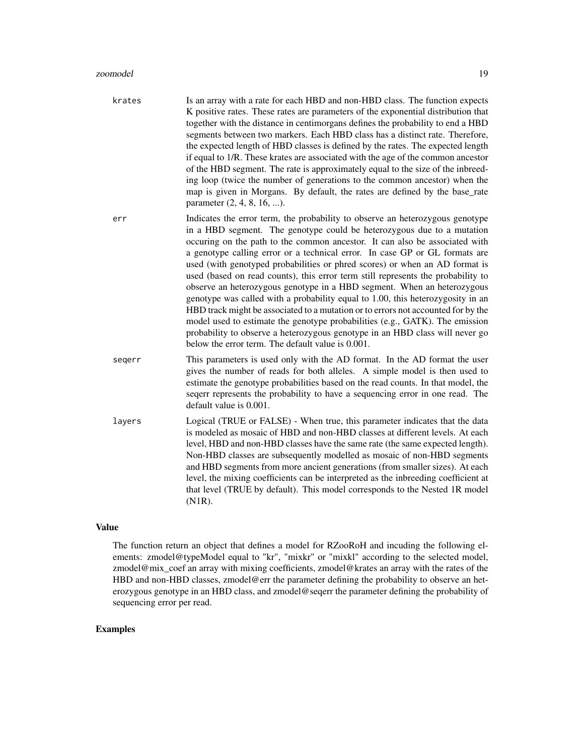krates
: Is an array with a rate for each HBD and non-HBD class. The function expects K positive rates. These rates are parameters of the exponential distribution that together with the distance in centimorgans defines the probability to end a HBD segments between two markers. Each HBD class has a distinct rate. Therefore, the expected length of HBD classes is defined by the rates. The expected length if equal to 1/R. These krates are associated with the age of the common ancestor of the HBD segment. The rate is approximately equal to the size of the inbreeding loop (twice the number of generations to the common ancestor) when the map is given in Morgans. By default, the rates are defined by the base_rate parameter (2, 4, 8, 16, ...).

err
: Indicates the error term, the probability to observe an heterozygous genotype in a HBD segment. The genotype could be heterozygous due to a mutation occuring on the path to the common ancestor. It can also be associated with a genotype calling error or a technical error. In case GP or GL formats are used (with genotyped probabilities or phred scores) or when an AD format is used (based on read counts), this error term still represents the probability to observe an heterozygous genotype in a HBD segment. When an heterozygous genotype was called with a probability equal to 1.00, this heterozygosity in an HBD track might be associated to a mutation or to errors not accounted for by the model used to estimate the genotype probabilities (e.g., GATK). The emission probability to observe a heterozygous genotype in an HBD class will never go below the error term. The default value is 0.001.

seqerr
: This parameters is used only with the AD format. In the AD format the user gives the number of reads for both alleles. A simple model is then used to estimate the genotype probabilities based on the read counts. In that model, the seqerr represents the probability to have a sequencing error in one read. The default value is 0.001.

layers
: Logical (TRUE or FALSE) - When true, this parameter indicates that the data is modeled as mosaic of HBD and non-HBD classes at different levels. At each level, HBD and non-HBD classes have the same rate (the same expected length). Non-HBD classes are subsequently modelled as mosaic of non-HBD segments and HBD segments from more ancient generations (from smaller sizes). At each level, the mixing coefficients can be interpreted as the inbreeding coefficient at that level (TRUE by default). This model corresponds to the Nested 1R model (N1R).

## Value

The function return an object that defines a model for RZooRoH and incuding the following elements: zmodel@typeModel equal to "kr", "mixkr" or "mixkl" according to the selected model, zmodel@mix_coef an array with mixing coefficients, zmodel@krates an array with the rates of the HBD and non-HBD classes, zmodel@err the parameter defining the probability to observe an heterozygous genotype in an HBD class, and zmodel@seqerr the parameter defining the probability of sequencing error per read.

## Examples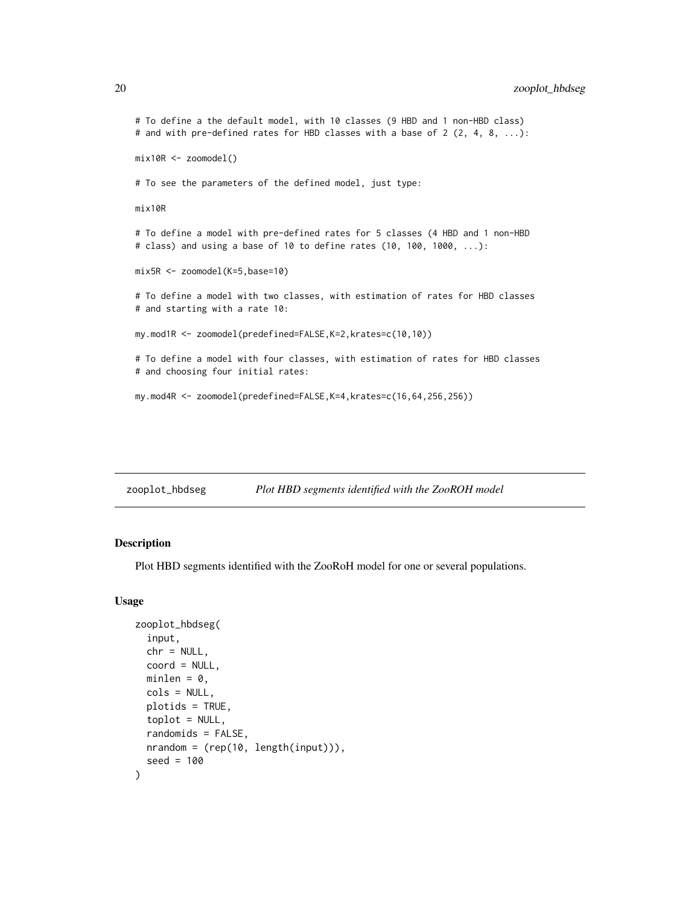```
# To define a the default model, with 10 classes (9 HBD and 1 non-HBD class)
# and with pre-defined rates for HBD classes with a base of 2 (2, 4, 8, ...):

mix10R <- zoomodel()

# To see the parameters of the defined model, just type:

mix10R

# To define a model with pre-defined rates for 5 classes (4 HBD and 1 non-HBD
# class) and using a base of 10 to define rates (10, 100, 1000, ...):

mix5R <- zoomodel(K=5,base=10)

# To define a model with two classes, with estimation of rates for HBD classes
# and starting with a rate 10:

my.mod1R <- zoomodel(predefined=FALSE,K=2,krates=c(10,10))

# To define a model with four classes, with estimation of rates for HBD classes
# and choosing four initial rates:

my.mod4R <- zoomodel(predefined=FALSE,K=4,krates=c(16,64,256,256))
```

## zooplot_hbdseg — *Plot HBD segments identified with the ZooROH model*

### Description

Plot HBD segments identified with the ZooRoH model for one or several populations.

### Usage

```
zooplot_hbdseg(
  input,
  chr = NULL,
  coord = NULL,
  minlen = 0,
  cols = NULL,
  plotids = TRUE,
  toplot = NULL,
  randomids = FALSE,
  nrandom = (rep(10, length(input))),
  seed = 100
)
```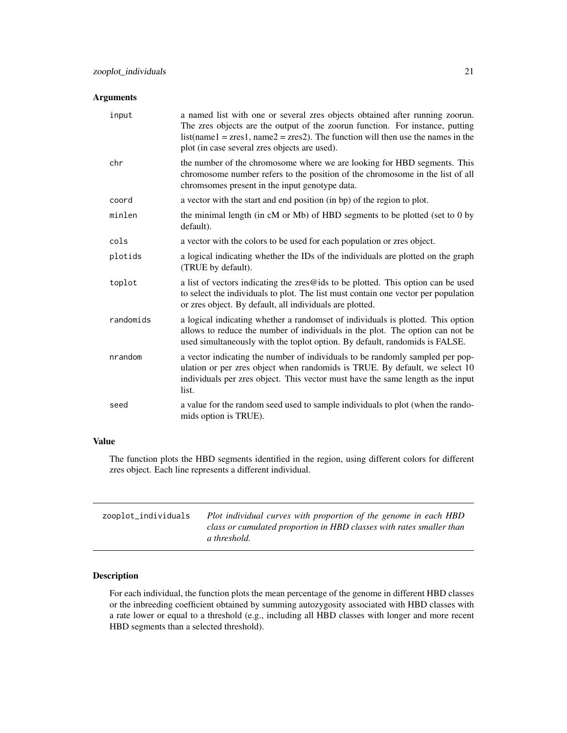### Arguments

| | |
|---|---|
| input | a named list with one or several zres objects obtained after running zoorun. The zres objects are the output of the zoorun function. For instance, putting list(name1 = zres1, name2 = zres2). The function will then use the names in the plot (in case several zres objects are used). |
| chr | the number of the chromosome where we are looking for HBD segments. This chromosome number refers to the position of the chromosome in the list of all chromsomes present in the input genotype data. |
| coord | a vector with the start and end position (in bp) of the region to plot. |
| minlen | the minimal length (in cM or Mb) of HBD segments to be plotted (set to 0 by default). |
| cols | a vector with the colors to be used for each population or zres object. |
| plotids | a logical indicating whether the IDs of the individuals are plotted on the graph (TRUE by default). |
| toplot | a list of vectors indicating the zres@ids to be plotted. This option can be used to select the individuals to plot. The list must contain one vector per population or zres object. By default, all individuals are plotted. |
| randomids | a logical indicating whether a randomset of individuals is plotted. This option allows to reduce the number of individuals in the plot. The option can not be used simultaneously with the toplot option. By default, randomids is FALSE. |
| nrandom | a vector indicating the number of individuals to be randomly sampled per population or per zres object when randomids is TRUE. By default, we select 10 individuals per zres object. This vector must have the same length as the input list. |
| seed | a value for the random seed used to sample individuals to plot (when the randomids option is TRUE). |

### Value

The function plots the HBD segments identified in the region, using different colors for different zres object. Each line represents a different individual.

---

## zooplot_individuals    *Plot individual curves with proportion of the genome in each HBD class or cumulated proportion in HBD classes with rates smaller than a threshold.*

---

### Description

For each individual, the function plots the mean percentage of the genome in different HBD classes or the inbreeding coefficient obtained by summing autozygosity associated with HBD classes with a rate lower or equal to a threshold (e.g., including all HBD classes with longer and more recent HBD segments than a selected threshold).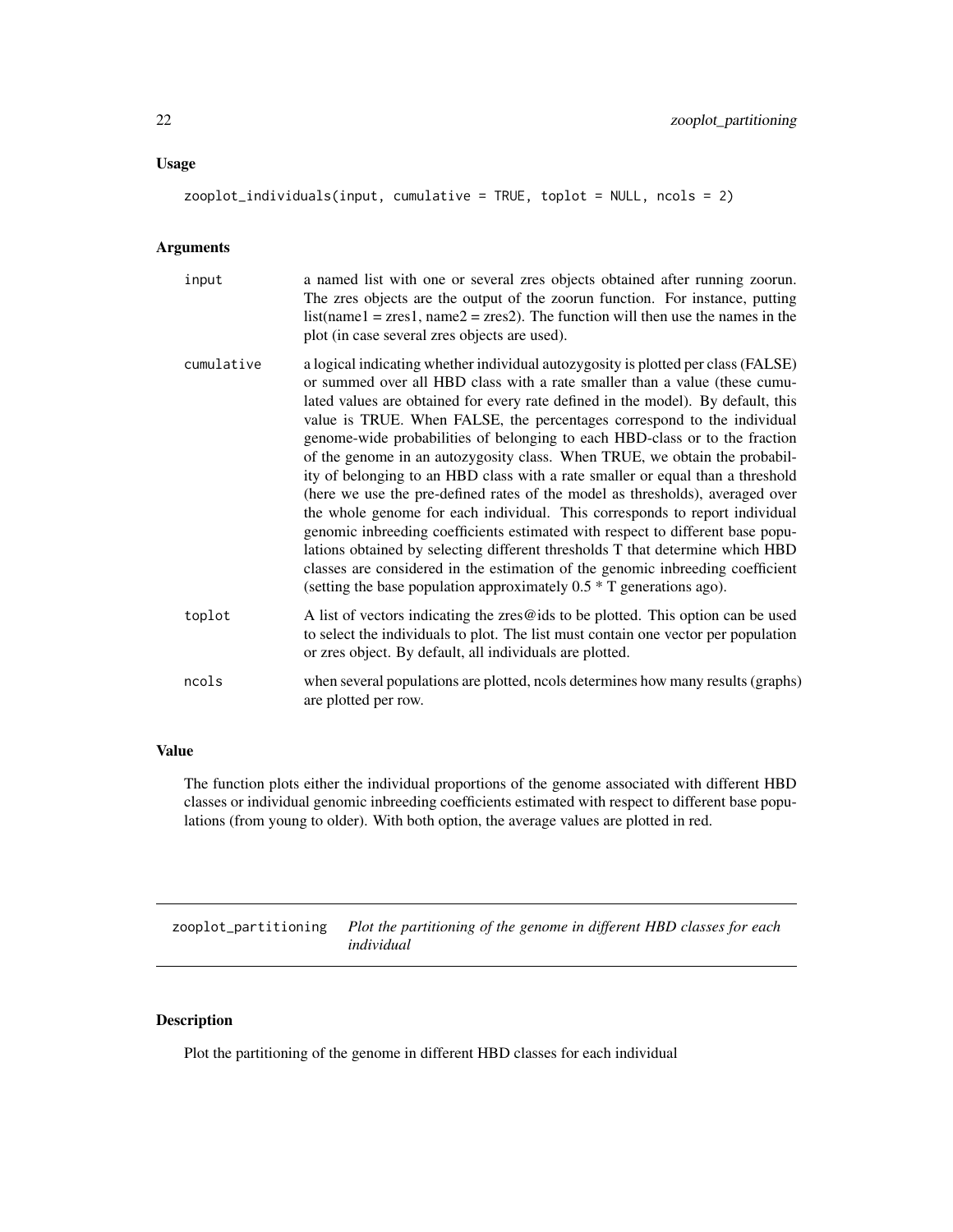### Usage

```
zooplot_individuals(input, cumulative = TRUE, toplot = NULL, ncols = 2)
```

### Arguments

| | |
|---|---|
| input | a named list with one or several zres objects obtained after running zoorun. The zres objects are the output of the zoorun function. For instance, putting list(name1 = zres1, name2 = zres2). The function will then use the names in the plot (in case several zres objects are used). |
| cumulative | a logical indicating whether individual autozygosity is plotted per class (FALSE) or summed over all HBD class with a rate smaller than a value (these cumulated values are obtained for every rate defined in the model). By default, this value is TRUE. When FALSE, the percentages correspond to the individual genome-wide probabilities of belonging to each HBD-class or to the fraction of the genome in an autozygosity class. When TRUE, we obtain the probability of belonging to an HBD class with a rate smaller or equal than a threshold (here we use the pre-defined rates of the model as thresholds), averaged over the whole genome for each individual. This corresponds to report individual genomic inbreeding coefficients estimated with respect to different base populations obtained by selecting different thresholds T that determine which HBD classes are considered in the estimation of the genomic inbreeding coefficient (setting the base population approximately 0.5 * T generations ago). |
| toplot | A list of vectors indicating the zres@ids to be plotted. This option can be used to select the individuals to plot. The list must contain one vector per population or zres object. By default, all individuals are plotted. |
| ncols | when several populations are plotted, ncols determines how many results (graphs) are plotted per row. |

### Value

The function plots either the individual proportions of the genome associated with different HBD classes or individual genomic inbreeding coefficients estimated with respect to different base populations (from young to older). With both option, the average values are plotted in red.

---

## zooplot_partitioning *Plot the partitioning of the genome in different HBD classes for each individual*

### Description

Plot the partitioning of the genome in different HBD classes for each individual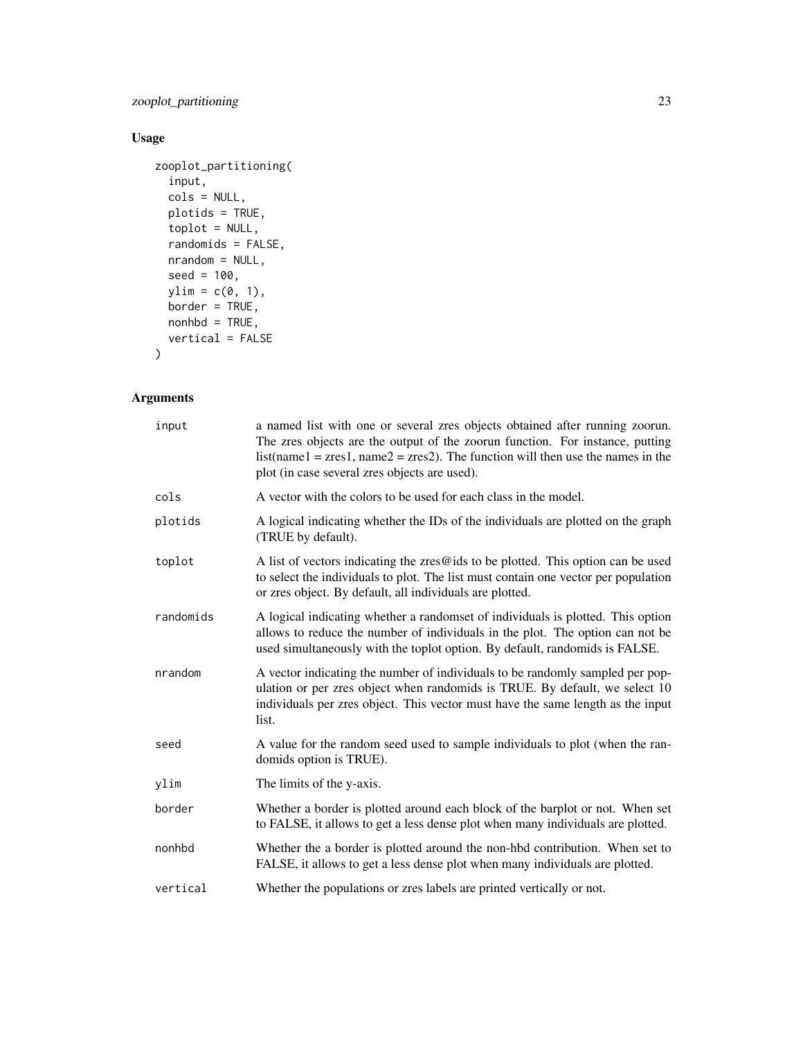## Usage

```
zooplot_partitioning(
  input,
  cols = NULL,
  plotids = TRUE,
  toplot = NULL,
  randomids = FALSE,
  nrandom = NULL,
  seed = 100,
  ylim = c(0, 1),
  border = TRUE,
  nonhbd = TRUE,
  vertical = FALSE
)
```

## Arguments

| | |
|---|---|
| `input` | a named list with one or several zres objects obtained after running zoorun. The zres objects are the output of the zoorun function. For instance, putting list(name1 = zres1, name2 = zres2). The function will then use the names in the plot (in case several zres objects are used). |
| `cols` | A vector with the colors to be used for each class in the model. |
| `plotids` | A logical indicating whether the IDs of the individuals are plotted on the graph (TRUE by default). |
| `toplot` | A list of vectors indicating the zres@ids to be plotted. This option can be used to select the individuals to plot. The list must contain one vector per population or zres object. By default, all individuals are plotted. |
| `randomids` | A logical indicating whether a randomset of individuals is plotted. This option allows to reduce the number of individuals in the plot. The option can not be used simultaneously with the toplot option. By default, randomids is FALSE. |
| `nrandom` | A vector indicating the number of individuals to be randomly sampled per population or per zres object when randomids is TRUE. By default, we select 10 individuals per zres object. This vector must have the same length as the input list. |
| `seed` | A value for the random seed used to sample individuals to plot (when the randomids option is TRUE). |
| `ylim` | The limits of the y-axis. |
| `border` | Whether a border is plotted around each block of the barplot or not. When set to FALSE, it allows to get a less dense plot when many individuals are plotted. |
| `nonhbd` | Whether the a border is plotted around the non-hbd contribution. When set to FALSE, it allows to get a less dense plot when many individuals are plotted. |
| `vertical` | Whether the populations or zres labels are printed vertically or not. |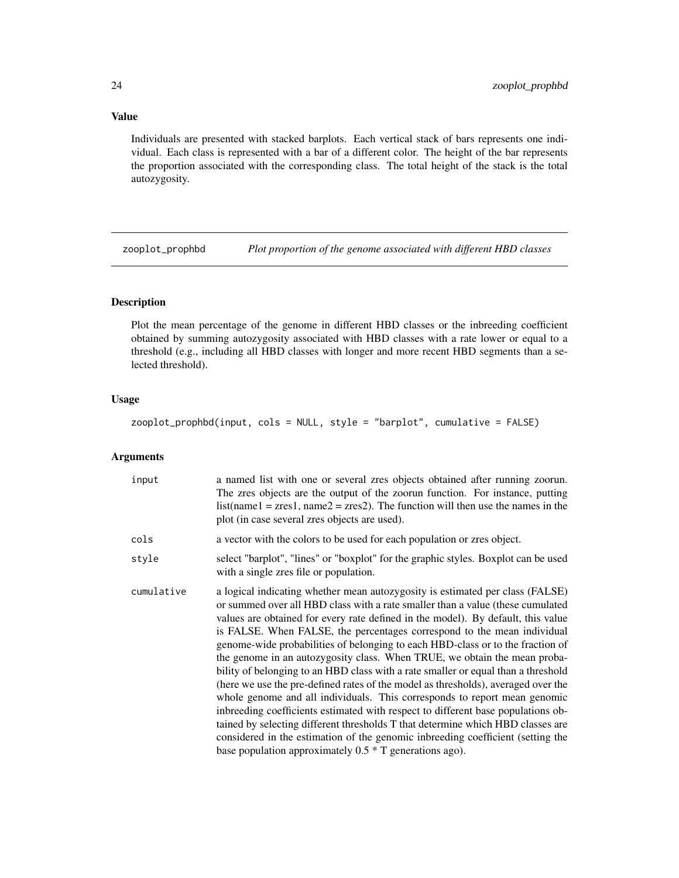## Value

Individuals are presented with stacked barplots. Each vertical stack of bars represents one individual. Each class is represented with a bar of a different color. The height of the bar represents the proportion associated with the corresponding class. The total height of the stack is the total autozygosity.

---

# zooplot_prophbd — *Plot proportion of the genome associated with different HBD classes*

---

## Description

Plot the mean percentage of the genome in different HBD classes or the inbreeding coefficient obtained by summing autozygosity associated with HBD classes with a rate lower or equal to a threshold (e.g., including all HBD classes with longer and more recent HBD segments than a selected threshold).

## Usage

```
zooplot_prophbd(input, cols = NULL, style = "barplot", cumulative = FALSE)
```

## Arguments

| | |
|---|---|
| input | a named list with one or several zres objects obtained after running zoorun. The zres objects are the output of the zoorun function. For instance, putting list(name1 = zres1, name2 = zres2). The function will then use the names in the plot (in case several zres objects are used). |
| cols | a vector with the colors to be used for each population or zres object. |
| style | select "barplot", "lines" or "boxplot" for the graphic styles. Boxplot can be used with a single zres file or population. |
| cumulative | a logical indicating whether mean autozygosity is estimated per class (FALSE) or summed over all HBD class with a rate smaller than a value (these cumulated values are obtained for every rate defined in the model). By default, this value is FALSE. When FALSE, the percentages correspond to the mean individual genome-wide probabilities of belonging to each HBD-class or to the fraction of the genome in an autozygosity class. When TRUE, we obtain the mean probability of belonging to an HBD class with a rate smaller or equal than a threshold (here we use the pre-defined rates of the model as thresholds), averaged over the whole genome and all individuals. This corresponds to report mean genomic inbreeding coefficients estimated with respect to different base populations obtained by selecting different thresholds T that determine which HBD classes are considered in the estimation of the genomic inbreeding coefficient (setting the base population approximately 0.5 * T generations ago). |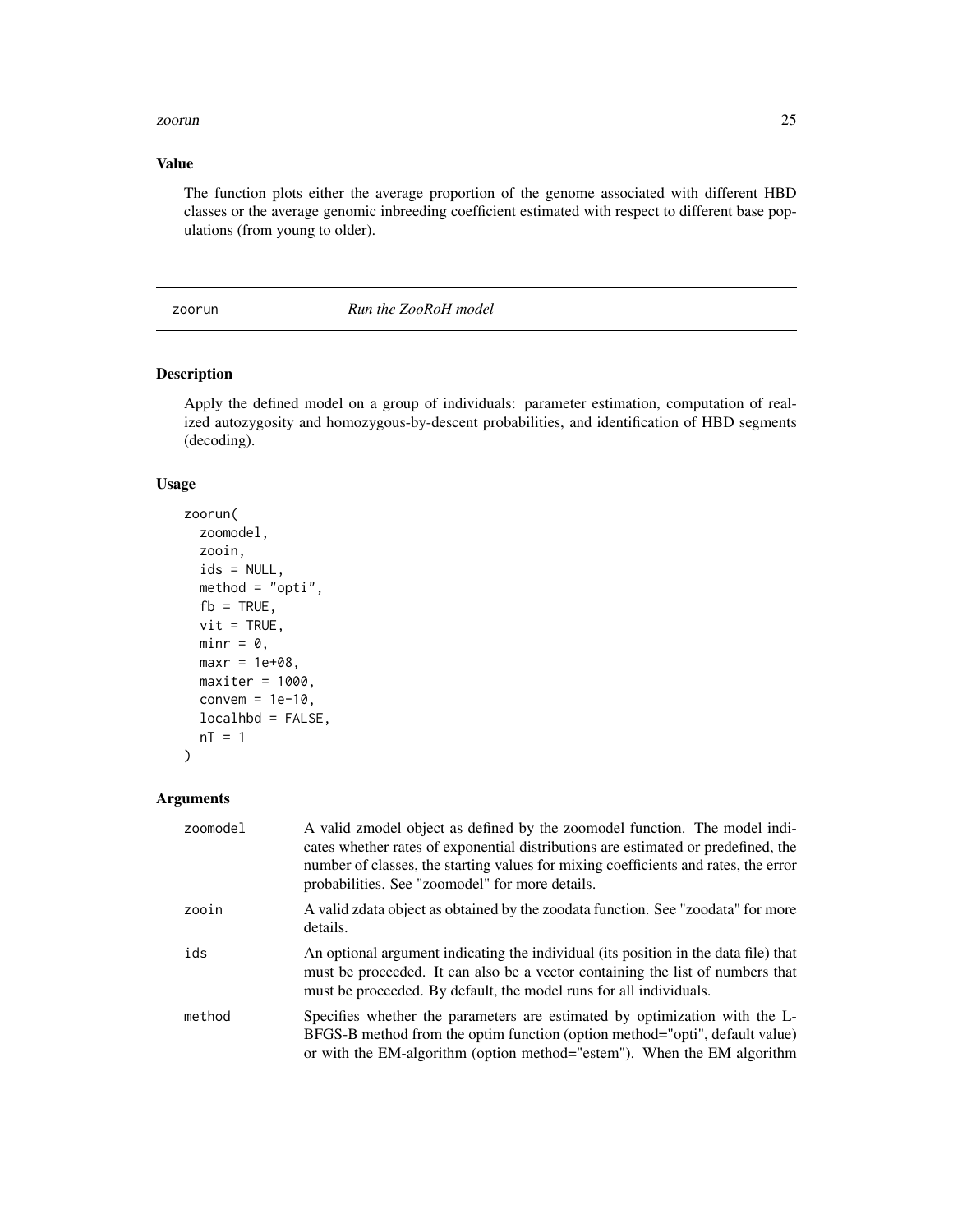### Value

The function plots either the average proportion of the genome associated with different HBD classes or the average genomic inbreeding coefficient estimated with respect to different base populations (from young to older).

## zoorun — *Run the ZooRoH model*

### Description

Apply the defined model on a group of individuals: parameter estimation, computation of realized autozygosity and homozygous-by-descent probabilities, and identification of HBD segments (decoding).

### Usage

```
zoorun(
  zoomodel,
  zooin,
  ids = NULL,
  method = "opti",
  fb = TRUE,
  vit = TRUE,
  minr = 0,
  maxr = 1e+08,
  maxiter = 1000,
  convem = 1e-10,
  localhbd = FALSE,
  nT = 1
)
```

### Arguments

| | |
|---|---|
| zoomodel | A valid zmodel object as defined by the zoomodel function. The model indicates whether rates of exponential distributions are estimated or predefined, the number of classes, the starting values for mixing coefficients and rates, the error probabilities. See "zoomodel" for more details. |
| zooin | A valid zdata object as obtained by the zoodata function. See "zoodata" for more details. |
| ids | An optional argument indicating the individual (its position in the data file) that must be proceeded. It can also be a vector containing the list of numbers that must be proceeded. By default, the model runs for all individuals. |
| method | Specifies whether the parameters are estimated by optimization with the L-BFGS-B method from the optim function (option method="opti", default value) or with the EM-algorithm (option method="estem"). When the EM algorithm |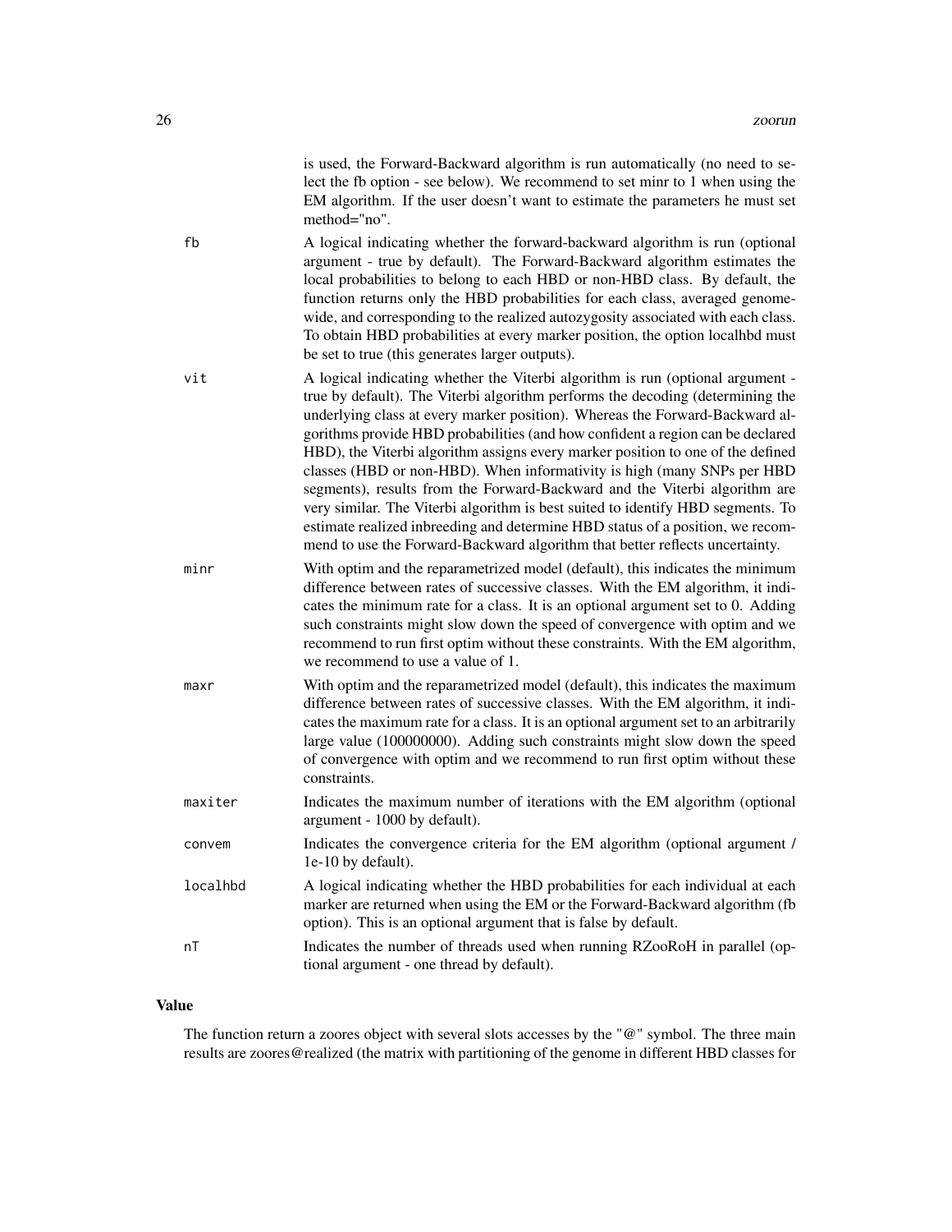is used, the Forward-Backward algorithm is run automatically (no need to select the fb option - see below). We recommend to set minr to 1 when using the EM algorithm. If the user doesn't want to estimate the parameters he must set method="no".

| | |
|---|---|
| fb | A logical indicating whether the forward-backward algorithm is run (optional argument - true by default). The Forward-Backward algorithm estimates the local probabilities to belong to each HBD or non-HBD class. By default, the function returns only the HBD probabilities for each class, averaged genome-wide, and corresponding to the realized autozygosity associated with each class. To obtain HBD probabilities at every marker position, the option localhbd must be set to true (this generates larger outputs). |
| vit | A logical indicating whether the Viterbi algorithm is run (optional argument - true by default). The Viterbi algorithm performs the decoding (determining the underlying class at every marker position). Whereas the Forward-Backward algorithms provide HBD probabilities (and how confident a region can be declared HBD), the Viterbi algorithm assigns every marker position to one of the defined classes (HBD or non-HBD). When informativity is high (many SNPs per HBD segments), results from the Forward-Backward and the Viterbi algorithm are very similar. The Viterbi algorithm is best suited to identify HBD segments. To estimate realized inbreeding and determine HBD status of a position, we recommend to use the Forward-Backward algorithm that better reflects uncertainty. |
| minr | With optim and the reparametrized model (default), this indicates the minimum difference between rates of successive classes. With the EM algorithm, it indicates the minimum rate for a class. It is an optional argument set to 0. Adding such constraints might slow down the speed of convergence with optim and we recommend to run first optim without these constraints. With the EM algorithm, we recommend to use a value of 1. |
| maxr | With optim and the reparametrized model (default), this indicates the maximum difference between rates of successive classes. With the EM algorithm, it indicates the maximum rate for a class. It is an optional argument set to an arbitrarily large value (100000000). Adding such constraints might slow down the speed of convergence with optim and we recommend to run first optim without these constraints. |
| maxiter | Indicates the maximum number of iterations with the EM algorithm (optional argument - 1000 by default). |
| convem | Indicates the convergence criteria for the EM algorithm (optional argument / 1e-10 by default). |
| localhbd | A logical indicating whether the HBD probabilities for each individual at each marker are returned when using the EM or the Forward-Backward algorithm (fb option). This is an optional argument that is false by default. |
| nT | Indicates the number of threads used when running RZooRoH in parallel (optional argument - one thread by default). |

## Value

The function return a zoores object with several slots accesses by the "@" symbol. The three main results are zoores@realized (the matrix with partitioning of the genome in different HBD classes for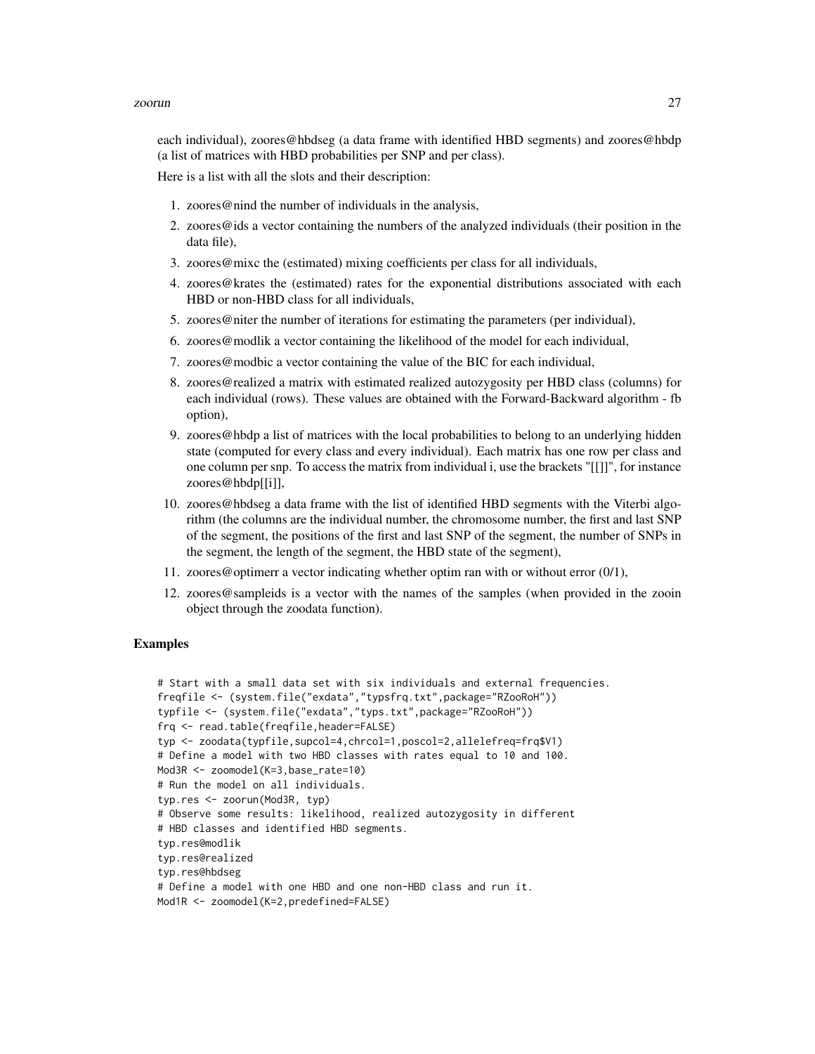each individual), zoores@hbdseg (a data frame with identified HBD segments) and zoores@hbdp (a list of matrices with HBD probabilities per SNP and per class).

Here is a list with all the slots and their description:

1. zoores@nind the number of individuals in the analysis,
2. zoores@ids a vector containing the numbers of the analyzed individuals (their position in the data file),
3. zoores@mixc the (estimated) mixing coefficients per class for all individuals,
4. zoores@krates the (estimated) rates for the exponential distributions associated with each HBD or non-HBD class for all individuals,
5. zoores@niter the number of iterations for estimating the parameters (per individual),
6. zoores@modlik a vector containing the likelihood of the model for each individual,
7. zoores@modbic a vector containing the value of the BIC for each individual,
8. zoores@realized a matrix with estimated realized autozygosity per HBD class (columns) for each individual (rows). These values are obtained with the Forward-Backward algorithm - fb option),
9. zoores@hbdp a list of matrices with the local probabilities to belong to an underlying hidden state (computed for every class and every individual). Each matrix has one row per class and one column per snp. To access the matrix from individual i, use the brackets "[[]]", for instance zoores@hbdp[[i]],
10. zoores@hbdseg a data frame with the list of identified HBD segments with the Viterbi algorithm (the columns are the individual number, the chromosome number, the first and last SNP of the segment, the positions of the first and last SNP of the segment, the number of SNPs in the segment, the length of the segment, the HBD state of the segment),
11. zoores@optimerr a vector indicating whether optim ran with or without error (0/1),
12. zoores@sampleids is a vector with the names of the samples (when provided in the zooin object through the zoodata function).

## Examples

```
# Start with a small data set with six individuals and external frequencies.
freqfile <- (system.file("exdata","typsfrq.txt",package="RZooRoH"))
typfile <- (system.file("exdata","typs.txt",package="RZooRoH"))
frq <- read.table(freqfile,header=FALSE)
typ <- zoodata(typfile,supcol=4,chrcol=1,poscol=2,allelefreq=frq$V1)
# Define a model with two HBD classes with rates equal to 10 and 100.
Mod3R <- zoomodel(K=3,base_rate=10)
# Run the model on all individuals.
typ.res <- zoorun(Mod3R, typ)
# Observe some results: likelihood, realized autozygosity in different
# HBD classes and identified HBD segments.
typ.res@modlik
typ.res@realized
typ.res@hbdseg
# Define a model with one HBD and one non-HBD class and run it.
Mod1R <- zoomodel(K=2,predefined=FALSE)
```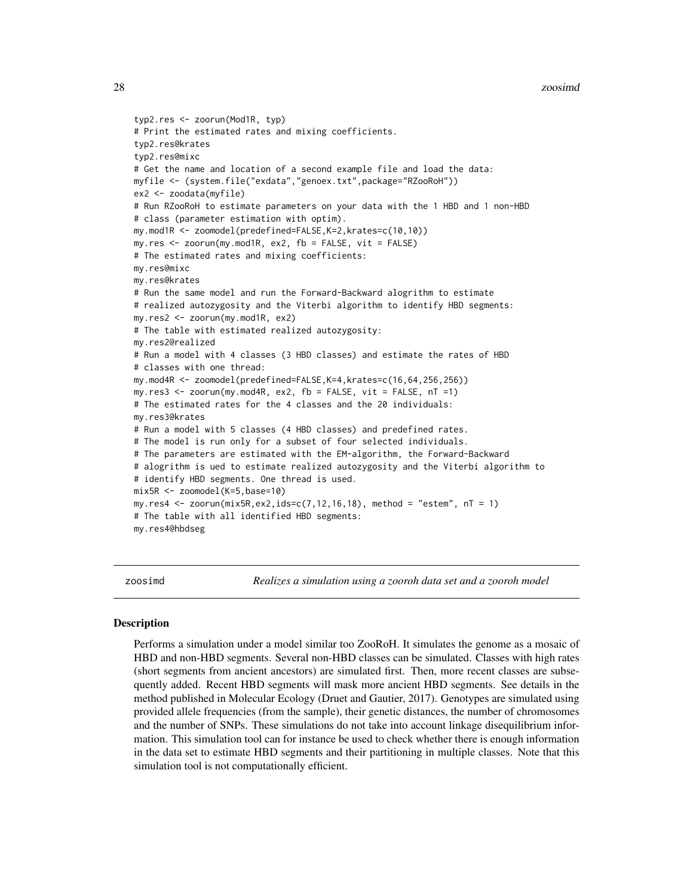```
typ2.res <- zoorun(Mod1R, typ)
# Print the estimated rates and mixing coefficients.
typ2.res@krates
typ2.res@mixc
# Get the name and location of a second example file and load the data:
myfile <- (system.file("exdata","genoex.txt",package="RZooRoH"))
ex2 <- zoodata(myfile)
# Run RZooRoH to estimate parameters on your data with the 1 HBD and 1 non-HBD
# class (parameter estimation with optim).
my.mod1R <- zoomodel(predefined=FALSE,K=2,krates=c(10,10))
my.res <- zoorun(my.mod1R, ex2, fb = FALSE, vit = FALSE)
# The estimated rates and mixing coefficients:
my.res@mixc
my.res@krates
# Run the same model and run the Forward-Backward alogrithm to estimate
# realized autozygosity and the Viterbi algorithm to identify HBD segments:
my.res2 <- zoorun(my.mod1R, ex2)
# The table with estimated realized autozygosity:
my.res2@realized
# Run a model with 4 classes (3 HBD classes) and estimate the rates of HBD
# classes with one thread:
my.mod4R <- zoomodel(predefined=FALSE,K=4,krates=c(16,64,256,256))
my.res3 <- zoorun(my.mod4R, ex2, fb = FALSE, vit = FALSE, nT =1)
# The estimated rates for the 4 classes and the 20 individuals:
my.res3@krates
# Run a model with 5 classes (4 HBD classes) and predefined rates.
# The model is run only for a subset of four selected individuals.
# The parameters are estimated with the EM-algorithm, the Forward-Backward
# alogrithm is ued to estimate realized autozygosity and the Viterbi algorithm to
# identify HBD segments. One thread is used.
mix5R <- zoomodel(K=5,base=10)
my.res4 <- zoorun(mix5R,ex2,ids=c(7,12,16,18), method = "estem", nT = 1)
# The table with all identified HBD segments:
my.res4@hbdseg
```

## zoosimd — *Realizes a simulation using a zooroh data set and a zooroh model*

### Description

Performs a simulation under a model similar too ZooRoH. It simulates the genome as a mosaic of HBD and non-HBD segments. Several non-HBD classes can be simulated. Classes with high rates (short segments from ancient ancestors) are simulated first. Then, more recent classes are subsequently added. Recent HBD segments will mask more ancient HBD segments. See details in the method published in Molecular Ecology (Druet and Gautier, 2017). Genotypes are simulated using provided allele frequencies (from the sample), their genetic distances, the number of chromosomes and the number of SNPs. These simulations do not take into account linkage disequilibrium information. This simulation tool can for instance be used to check whether there is enough information in the data set to estimate HBD segments and their partitioning in multiple classes. Note that this simulation tool is not computationally efficient.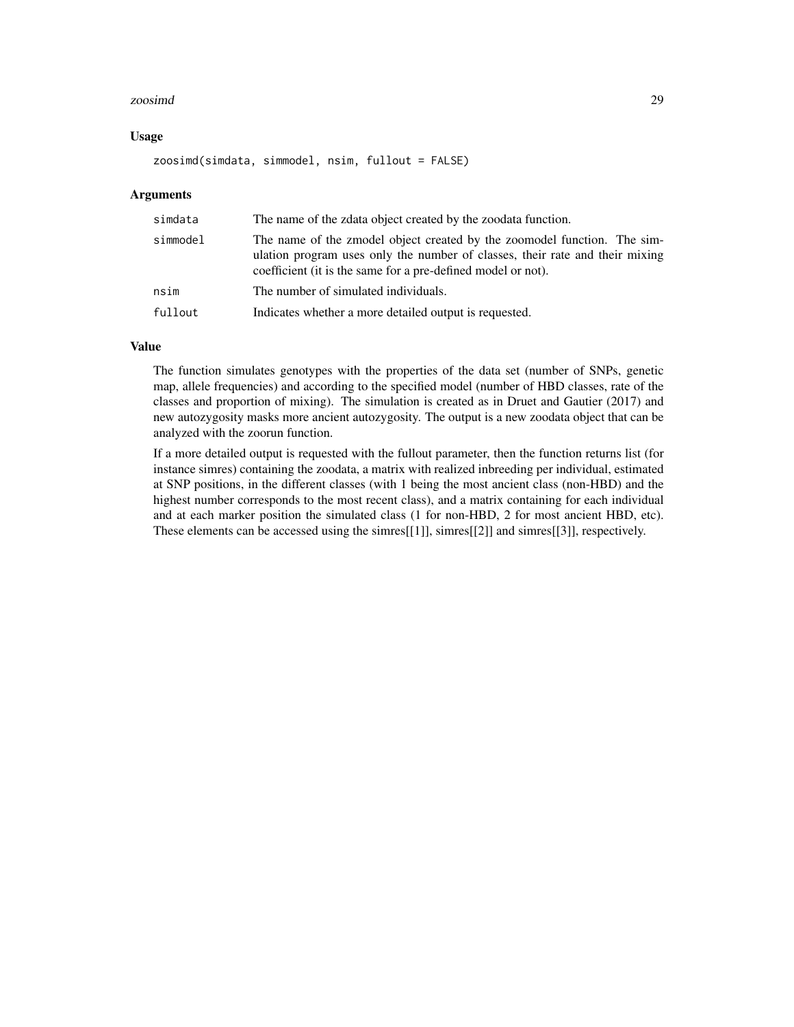### Usage

```
zoosimd(simdata, simmodel, nsim, fullout = FALSE)
```

### Arguments

| | |
|---|---|
| simdata | The name of the zdata object created by the zoodata function. |
| simmodel | The name of the zmodel object created by the zoomodel function. The simulation program uses only the number of classes, their rate and their mixing coefficient (it is the same for a pre-defined model or not). |
| nsim | The number of simulated individuals. |
| fullout | Indicates whether a more detailed output is requested. |

### Value

The function simulates genotypes with the properties of the data set (number of SNPs, genetic map, allele frequencies) and according to the specified model (number of HBD classes, rate of the classes and proportion of mixing). The simulation is created as in Druet and Gautier (2017) and new autozygosity masks more ancient autozygosity. The output is a new zoodata object that can be analyzed with the zoorun function.

If a more detailed output is requested with the fullout parameter, then the function returns list (for instance simres) containing the zoodata, a matrix with realized inbreeding per individual, estimated at SNP positions, in the different classes (with 1 being the most ancient class (non-HBD) and the highest number corresponds to the most recent class), and a matrix containing for each individual and at each marker position the simulated class (1 for non-HBD, 2 for most ancient HBD, etc). These elements can be accessed using the simres[[1]], simres[[2]] and simres[[3]], respectively.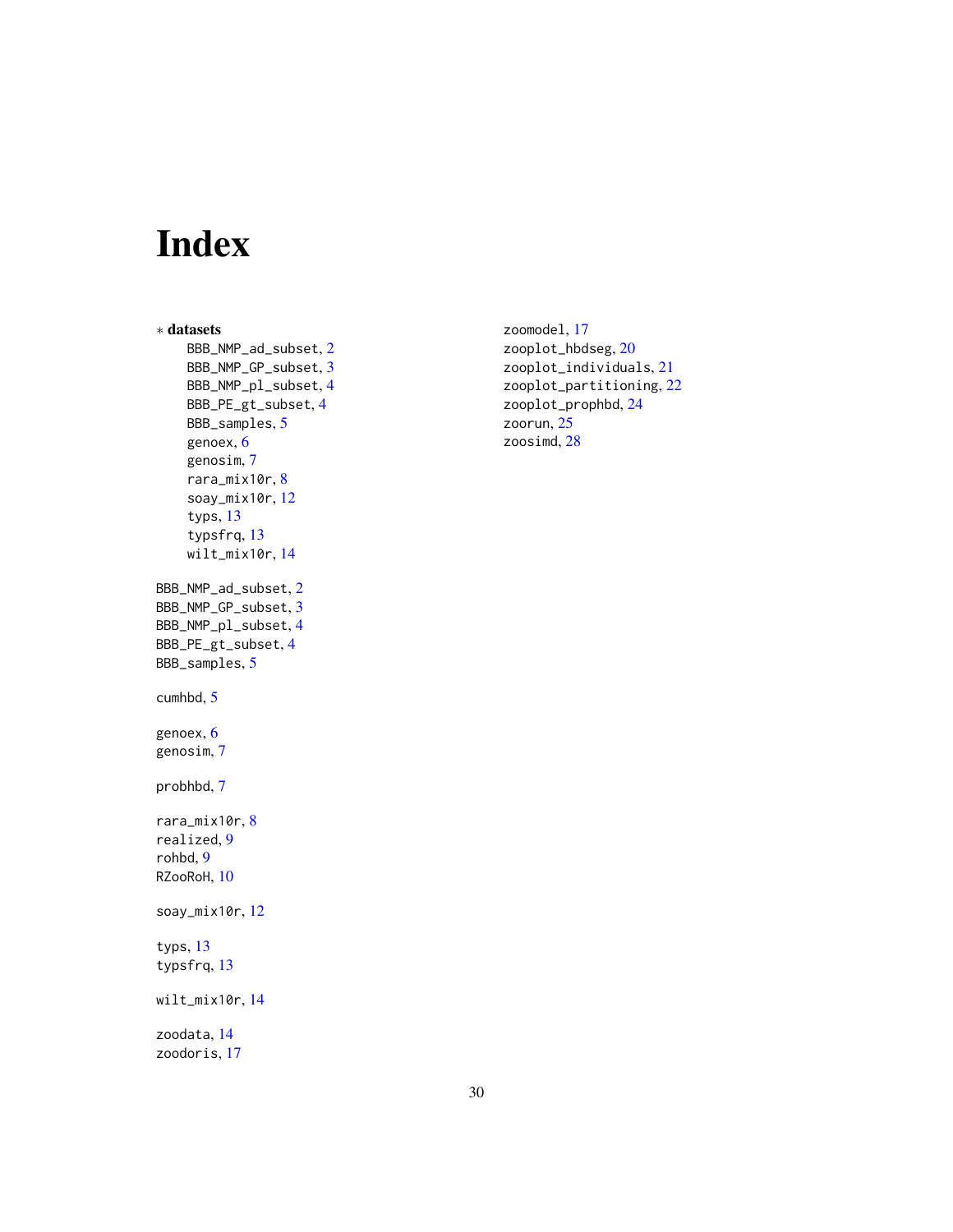# Index

∗ **datasets**

BBB_NMP_ad_subset, 2
BBB_NMP_GP_subset, 3
BBB_NMP_pl_subset, 4
BBB_PE_gt_subset, 4
BBB_samples, 5
genoex, 6
genosim, 7
rara_mix10r, 8
soay_mix10r, 12
typs, 13
typsfrq, 13
wilt_mix10r, 14

BBB_NMP_ad_subset, 2
BBB_NMP_GP_subset, 3
BBB_NMP_pl_subset, 4
BBB_PE_gt_subset, 4
BBB_samples, 5

cumhbd, 5

genoex, 6
genosim, 7

probhbd, 7

rara_mix10r, 8
realized, 9
rohbd, 9
RZooRoH, 10

soay_mix10r, 12

typs, 13
typsfrq, 13

wilt_mix10r, 14

zoodata, 14
zoodoris, 17
zoomodel, 17
zooplot_hbdseg, 20
zooplot_individuals, 21
zooplot_partitioning, 22
zooplot_prophbd, 24
zoorun, 25
zoosimd, 28